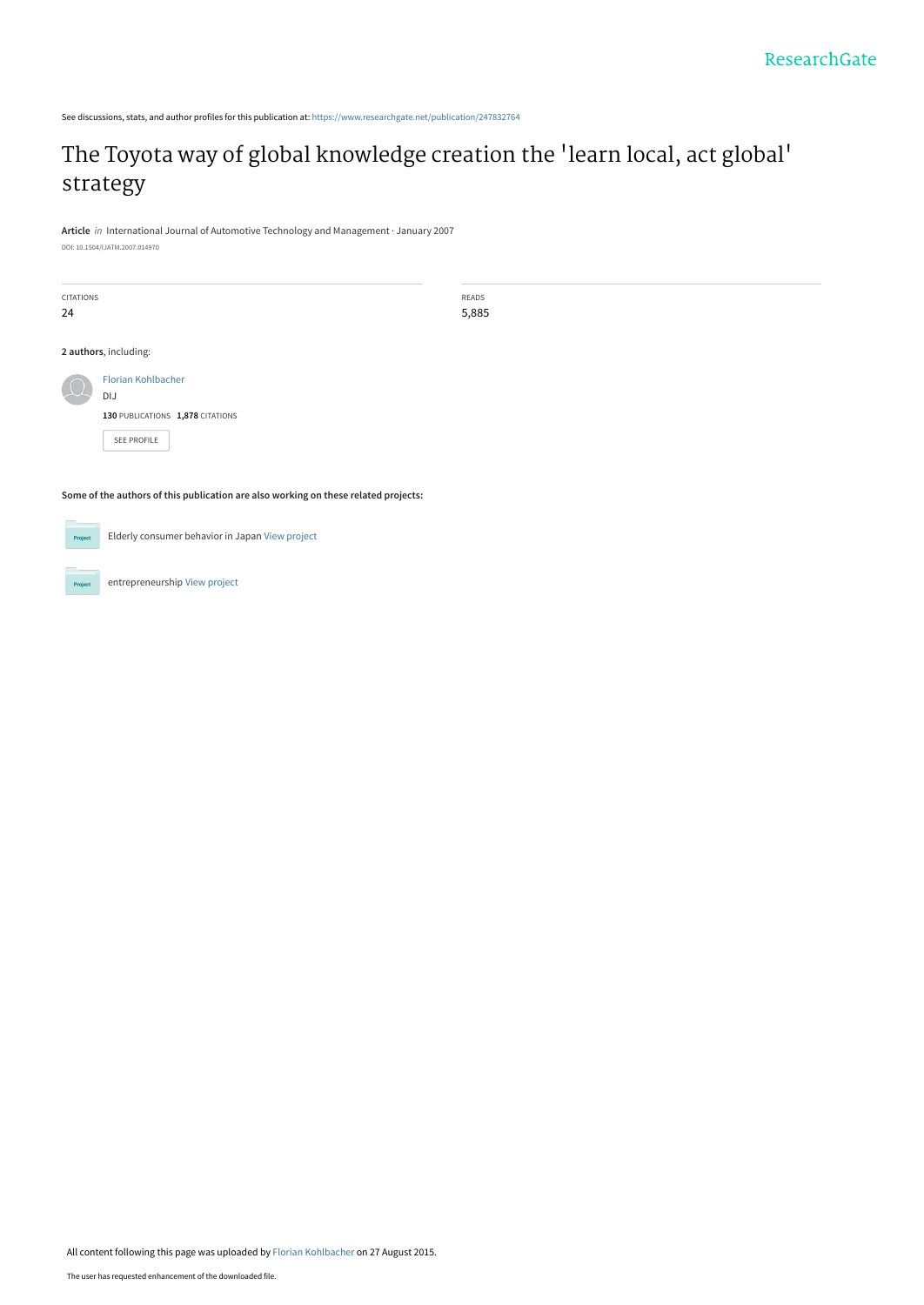ResearchGate

See discussions, stats, and author profiles for this publication at: https://www.researchgate.net/publication/247832764

# The Toyota way of global knowledge creation the 'learn local, act global' strategy

**Article** *in* International Journal of Automotive Technology and Management · January 2007

DOI: 10.1504/IJATM.2007.014970

| CITATIONS | READS |
| --- | --- |
| 24 | 5,885 |

**2 authors**, including:

Florian Kohlbacher
DIJ
**130** PUBLICATIONS **1,878** CITATIONS

SEE PROFILE

**Some of the authors of this publication are also working on these related projects:**

Project: Elderly consumer behavior in Japan View project

Project: entrepreneurship View project

All content following this page was uploaded by Florian Kohlbacher on 27 August 2015.

The user has requested enhancement of the downloaded file.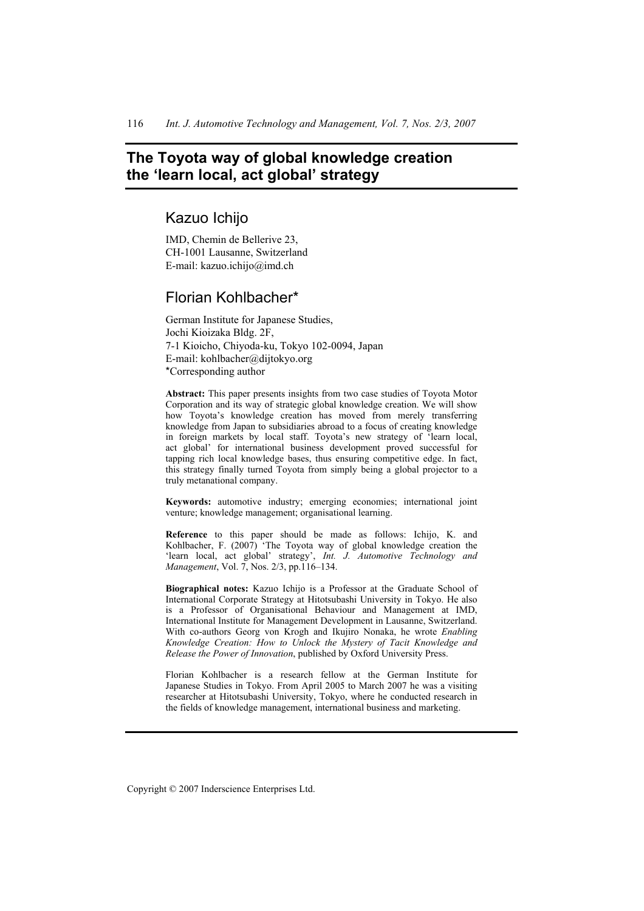# The Toyota way of global knowledge creation the 'learn local, act global' strategy

## Kazuo Ichijo

IMD, Chemin de Bellerive 23,
CH-1001 Lausanne, Switzerland
E-mail: kazuo.ichijo@imd.ch

## Florian Kohlbacher*

German Institute for Japanese Studies,
Jochi Kioizaka Bldg. 2F,
7-1 Kioicho, Chiyoda-ku, Tokyo 102-0094, Japan
E-mail: kohlbacher@dijtokyo.org
*Corresponding author

**Abstract:** This paper presents insights from two case studies of Toyota Motor Corporation and its way of strategic global knowledge creation. We will show how Toyota's knowledge creation has moved from merely transferring knowledge from Japan to subsidiaries abroad to a focus of creating knowledge in foreign markets by local staff. Toyota's new strategy of 'learn local, act global' for international business development proved successful for tapping rich local knowledge bases, thus ensuring competitive edge. In fact, this strategy finally turned Toyota from simply being a global projector to a truly metanational company.

**Keywords:** automotive industry; emerging economies; international joint venture; knowledge management; organisational learning.

**Reference** to this paper should be made as follows: Ichijo, K. and Kohlbacher, F. (2007) 'The Toyota way of global knowledge creation the 'learn local, act global' strategy', *Int. J. Automotive Technology and Management*, Vol. 7, Nos. 2/3, pp.116–134.

**Biographical notes:** Kazuo Ichijo is a Professor at the Graduate School of International Corporate Strategy at Hitotsubashi University in Tokyo. He also is a Professor of Organisational Behaviour and Management at IMD, International Institute for Management Development in Lausanne, Switzerland. With co-authors Georg von Krogh and Ikujiro Nonaka, he wrote *Enabling Knowledge Creation: How to Unlock the Mystery of Tacit Knowledge and Release the Power of Innovation*, published by Oxford University Press.

Florian Kohlbacher is a research fellow at the German Institute for Japanese Studies in Tokyo. From April 2005 to March 2007 he was a visiting researcher at Hitotsubashi University, Tokyo, where he conducted research in the fields of knowledge management, international business and marketing.

Copyright © 2007 Inderscience Enterprises Ltd.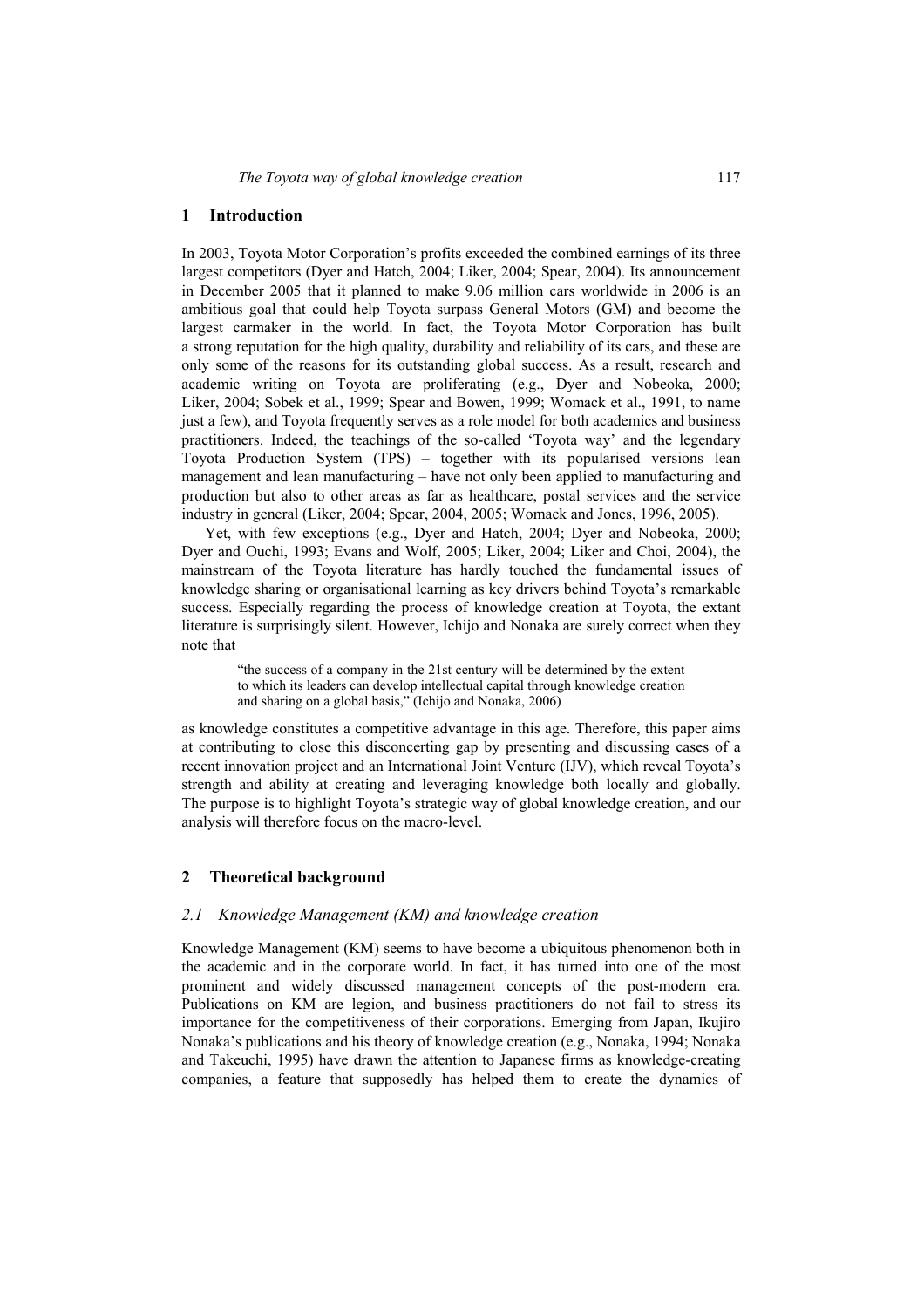## 1 Introduction

In 2003, Toyota Motor Corporation's profits exceeded the combined earnings of its three largest competitors (Dyer and Hatch, 2004; Liker, 2004; Spear, 2004). Its announcement in December 2005 that it planned to make 9.06 million cars worldwide in 2006 is an ambitious goal that could help Toyota surpass General Motors (GM) and become the largest carmaker in the world. In fact, the Toyota Motor Corporation has built a strong reputation for the high quality, durability and reliability of its cars, and these are only some of the reasons for its outstanding global success. As a result, research and academic writing on Toyota are proliferating (e.g., Dyer and Nobeoka, 2000; Liker, 2004; Sobek et al., 1999; Spear and Bowen, 1999; Womack et al., 1991, to name just a few), and Toyota frequently serves as a role model for both academics and business practitioners. Indeed, the teachings of the so-called 'Toyota way' and the legendary Toyota Production System (TPS) – together with its popularised versions lean management and lean manufacturing – have not only been applied to manufacturing and production but also to other areas as far as healthcare, postal services and the service industry in general (Liker, 2004; Spear, 2004, 2005; Womack and Jones, 1996, 2005).

Yet, with few exceptions (e.g., Dyer and Hatch, 2004; Dyer and Nobeoka, 2000; Dyer and Ouchi, 1993; Evans and Wolf, 2005; Liker, 2004; Liker and Choi, 2004), the mainstream of the Toyota literature has hardly touched the fundamental issues of knowledge sharing or organisational learning as key drivers behind Toyota's remarkable success. Especially regarding the process of knowledge creation at Toyota, the extant literature is surprisingly silent. However, Ichijo and Nonaka are surely correct when they note that

> "the success of a company in the 21st century will be determined by the extent to which its leaders can develop intellectual capital through knowledge creation and sharing on a global basis," (Ichijo and Nonaka, 2006)

as knowledge constitutes a competitive advantage in this age. Therefore, this paper aims at contributing to close this disconcerting gap by presenting and discussing cases of a recent innovation project and an International Joint Venture (IJV), which reveal Toyota's strength and ability at creating and leveraging knowledge both locally and globally. The purpose is to highlight Toyota's strategic way of global knowledge creation, and our analysis will therefore focus on the macro-level.

## 2 Theoretical background

### *2.1 Knowledge Management (KM) and knowledge creation*

Knowledge Management (KM) seems to have become a ubiquitous phenomenon both in the academic and in the corporate world. In fact, it has turned into one of the most prominent and widely discussed management concepts of the post-modern era. Publications on KM are legion, and business practitioners do not fail to stress its importance for the competitiveness of their corporations. Emerging from Japan, Ikujiro Nonaka's publications and his theory of knowledge creation (e.g., Nonaka, 1994; Nonaka and Takeuchi, 1995) have drawn the attention to Japanese firms as knowledge-creating companies, a feature that supposedly has helped them to create the dynamics of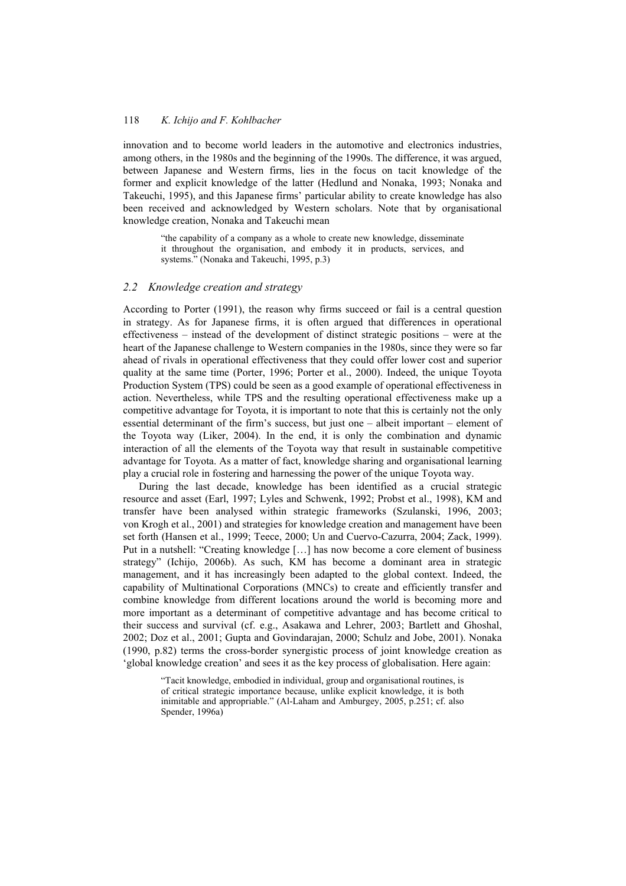innovation and to become world leaders in the automotive and electronics industries, among others, in the 1980s and the beginning of the 1990s. The difference, it was argued, between Japanese and Western firms, lies in the focus on tacit knowledge of the former and explicit knowledge of the latter (Hedlund and Nonaka, 1993; Nonaka and Takeuchi, 1995), and this Japanese firms' particular ability to create knowledge has also been received and acknowledged by Western scholars. Note that by organisational knowledge creation, Nonaka and Takeuchi mean

> "the capability of a company as a whole to create new knowledge, disseminate it throughout the organisation, and embody it in products, services, and systems." (Nonaka and Takeuchi, 1995, p.3)

### *2.2 Knowledge creation and strategy*

According to Porter (1991), the reason why firms succeed or fail is a central question in strategy. As for Japanese firms, it is often argued that differences in operational effectiveness – instead of the development of distinct strategic positions – were at the heart of the Japanese challenge to Western companies in the 1980s, since they were so far ahead of rivals in operational effectiveness that they could offer lower cost and superior quality at the same time (Porter, 1996; Porter et al., 2000). Indeed, the unique Toyota Production System (TPS) could be seen as a good example of operational effectiveness in action. Nevertheless, while TPS and the resulting operational effectiveness make up a competitive advantage for Toyota, it is important to note that this is certainly not the only essential determinant of the firm's success, but just one – albeit important – element of the Toyota way (Liker, 2004). In the end, it is only the combination and dynamic interaction of all the elements of the Toyota way that result in sustainable competitive advantage for Toyota. As a matter of fact, knowledge sharing and organisational learning play a crucial role in fostering and harnessing the power of the unique Toyota way.

During the last decade, knowledge has been identified as a crucial strategic resource and asset (Earl, 1997; Lyles and Schwenk, 1992; Probst et al., 1998), KM and transfer have been analysed within strategic frameworks (Szulanski, 1996, 2003; von Krogh et al., 2001) and strategies for knowledge creation and management have been set forth (Hansen et al., 1999; Teece, 2000; Un and Cuervo-Cazurra, 2004; Zack, 1999). Put in a nutshell: "Creating knowledge […] has now become a core element of business strategy" (Ichijo, 2006b). As such, KM has become a dominant area in strategic management, and it has increasingly been adapted to the global context. Indeed, the capability of Multinational Corporations (MNCs) to create and efficiently transfer and combine knowledge from different locations around the world is becoming more and more important as a determinant of competitive advantage and has become critical to their success and survival (cf. e.g., Asakawa and Lehrer, 2003; Bartlett and Ghoshal, 2002; Doz et al., 2001; Gupta and Govindarajan, 2000; Schulz and Jobe, 2001). Nonaka (1990, p.82) terms the cross-border synergistic process of joint knowledge creation as 'global knowledge creation' and sees it as the key process of globalisation. Here again:

> "Tacit knowledge, embodied in individual, group and organisational routines, is of critical strategic importance because, unlike explicit knowledge, it is both inimitable and appropriable." (Al-Laham and Amburgey, 2005, p.251; cf. also Spender, 1996a)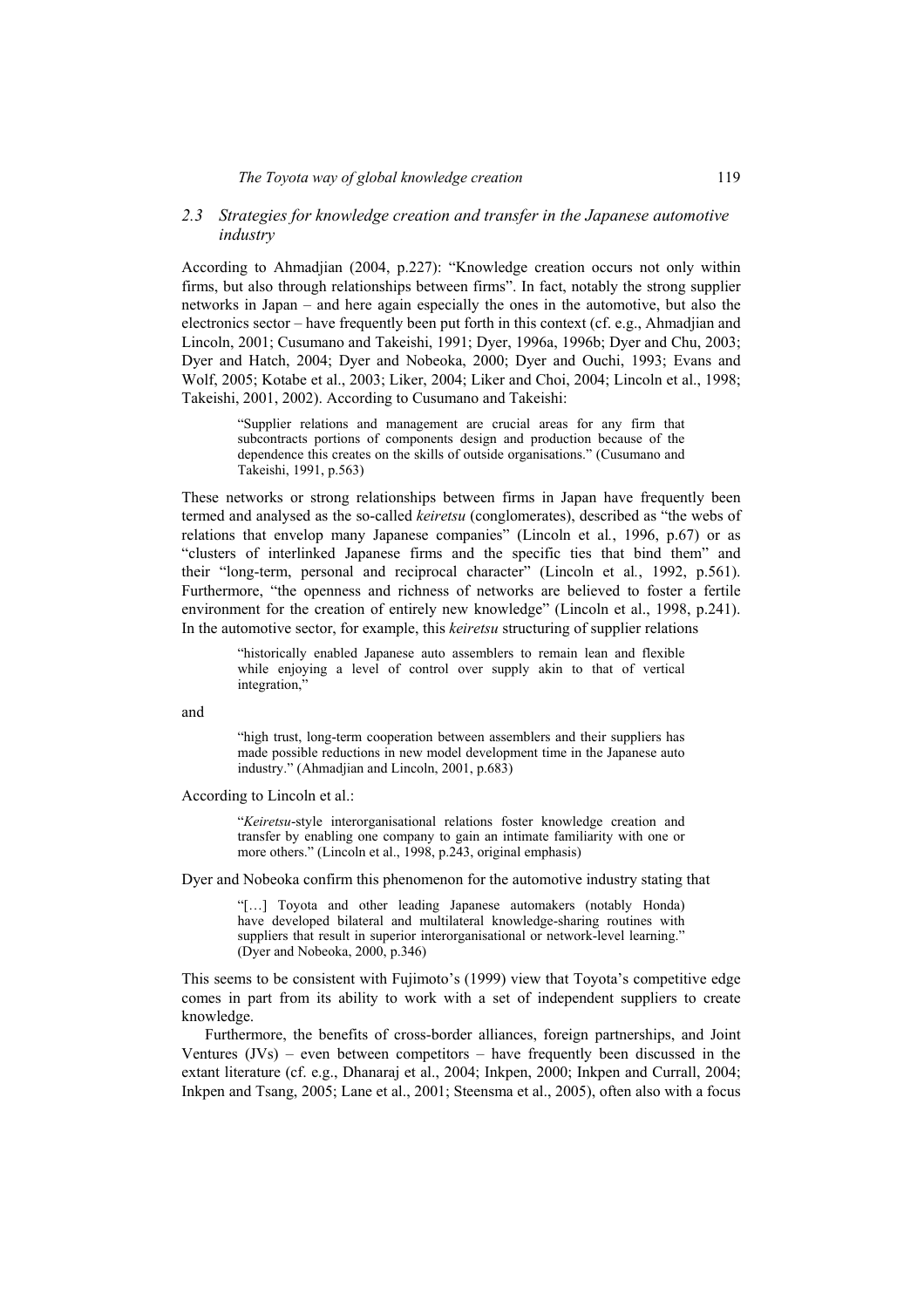### *2.3 Strategies for knowledge creation and transfer in the Japanese automotive industry*

According to Ahmadjian (2004, p.227): "Knowledge creation occurs not only within firms, but also through relationships between firms". In fact, notably the strong supplier networks in Japan – and here again especially the ones in the automotive, but also the electronics sector – have frequently been put forth in this context (cf. e.g., Ahmadjian and Lincoln, 2001; Cusumano and Takeishi, 1991; Dyer, 1996a, 1996b; Dyer and Chu, 2003; Dyer and Hatch, 2004; Dyer and Nobeoka, 2000; Dyer and Ouchi, 1993; Evans and Wolf, 2005; Kotabe et al., 2003; Liker, 2004; Liker and Choi, 2004; Lincoln et al., 1998; Takeishi, 2001, 2002). According to Cusumano and Takeishi:

> "Supplier relations and management are crucial areas for any firm that subcontracts portions of components design and production because of the dependence this creates on the skills of outside organisations." (Cusumano and Takeishi, 1991, p.563)

These networks or strong relationships between firms in Japan have frequently been termed and analysed as the so-called *keiretsu* (conglomerates), described as "the webs of relations that envelop many Japanese companies" (Lincoln et al., 1996, p.67) or as "clusters of interlinked Japanese firms and the specific ties that bind them" and their "long-term, personal and reciprocal character" (Lincoln et al., 1992, p.561). Furthermore, "the openness and richness of networks are believed to foster a fertile environment for the creation of entirely new knowledge" (Lincoln et al., 1998, p.241). In the automotive sector, for example, this *keiretsu* structuring of supplier relations

> "historically enabled Japanese auto assemblers to remain lean and flexible while enjoying a level of control over supply akin to that of vertical integration,"

and

> "high trust, long-term cooperation between assemblers and their suppliers has made possible reductions in new model development time in the Japanese auto industry." (Ahmadjian and Lincoln, 2001, p.683)

According to Lincoln et al.:

> "*Keiretsu*-style interorganisational relations foster knowledge creation and transfer by enabling one company to gain an intimate familiarity with one or more others." (Lincoln et al., 1998, p.243, original emphasis)

Dyer and Nobeoka confirm this phenomenon for the automotive industry stating that

> "[…] Toyota and other leading Japanese automakers (notably Honda) have developed bilateral and multilateral knowledge-sharing routines with suppliers that result in superior interorganisational or network-level learning." (Dyer and Nobeoka, 2000, p.346)

This seems to be consistent with Fujimoto's (1999) view that Toyota's competitive edge comes in part from its ability to work with a set of independent suppliers to create knowledge.

Furthermore, the benefits of cross-border alliances, foreign partnerships, and Joint Ventures (JVs) – even between competitors – have frequently been discussed in the extant literature (cf. e.g., Dhanaraj et al., 2004; Inkpen, 2000; Inkpen and Currall, 2004; Inkpen and Tsang, 2005; Lane et al., 2001; Steensma et al., 2005), often also with a focus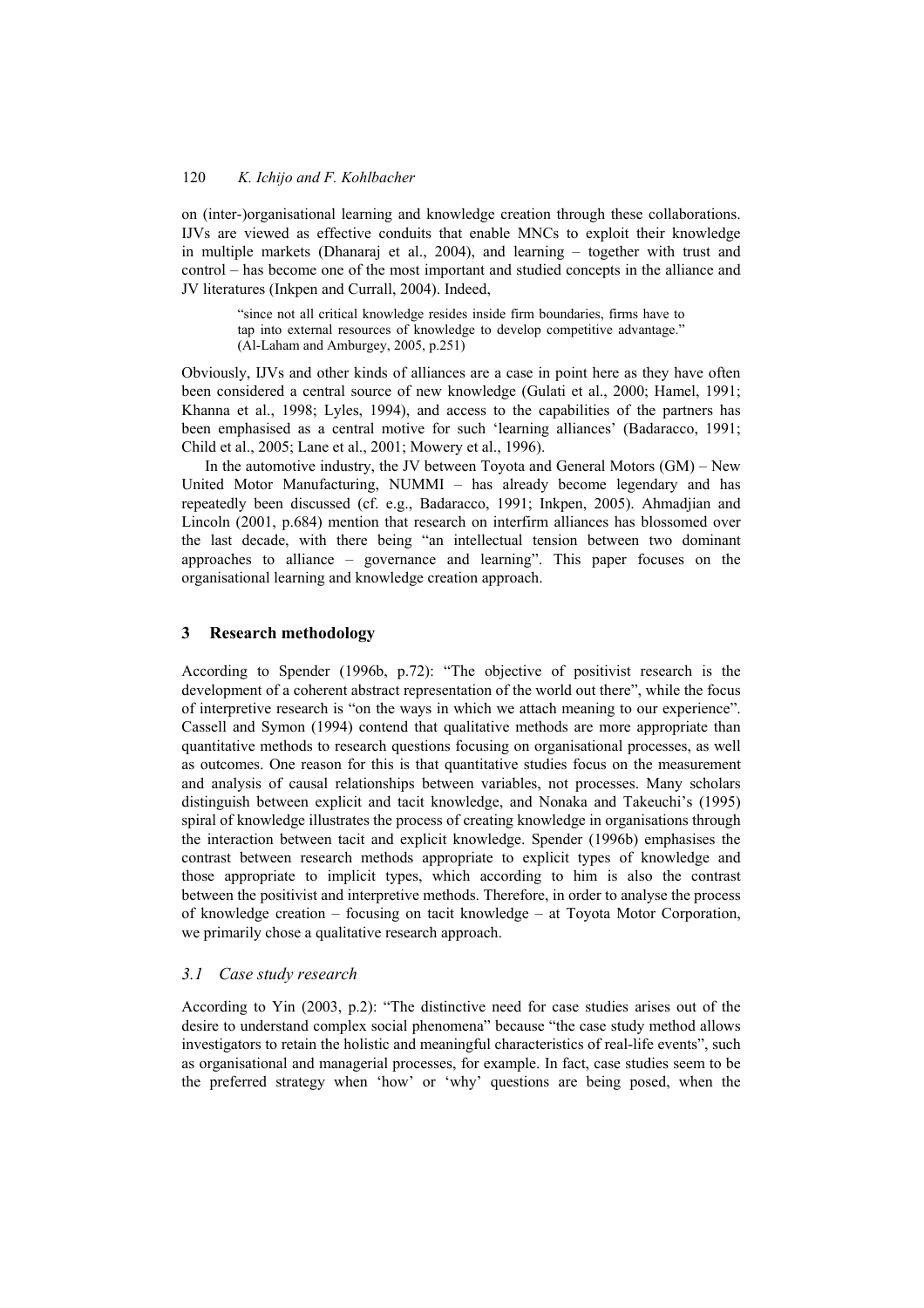on (inter-)organisational learning and knowledge creation through these collaborations. IJVs are viewed as effective conduits that enable MNCs to exploit their knowledge in multiple markets (Dhanaraj et al., 2004), and learning – together with trust and control – has become one of the most important and studied concepts in the alliance and JV literatures (Inkpen and Currall, 2004). Indeed,

> "since not all critical knowledge resides inside firm boundaries, firms have to tap into external resources of knowledge to develop competitive advantage." (Al-Laham and Amburgey, 2005, p.251)

Obviously, IJVs and other kinds of alliances are a case in point here as they have often been considered a central source of new knowledge (Gulati et al., 2000; Hamel, 1991; Khanna et al., 1998; Lyles, 1994), and access to the capabilities of the partners has been emphasised as a central motive for such 'learning alliances' (Badaracco, 1991; Child et al., 2005; Lane et al., 2001; Mowery et al., 1996).

In the automotive industry, the JV between Toyota and General Motors (GM) – New United Motor Manufacturing, NUMMI – has already become legendary and has repeatedly been discussed (cf. e.g., Badaracco, 1991; Inkpen, 2005). Ahmadjian and Lincoln (2001, p.684) mention that research on interfirm alliances has blossomed over the last decade, with there being "an intellectual tension between two dominant approaches to alliance – governance and learning". This paper focuses on the organisational learning and knowledge creation approach.

## 3 Research methodology

According to Spender (1996b, p.72): "The objective of positivist research is the development of a coherent abstract representation of the world out there", while the focus of interpretive research is "on the ways in which we attach meaning to our experience". Cassell and Symon (1994) contend that qualitative methods are more appropriate than quantitative methods to research questions focusing on organisational processes, as well as outcomes. One reason for this is that quantitative studies focus on the measurement and analysis of causal relationships between variables, not processes. Many scholars distinguish between explicit and tacit knowledge, and Nonaka and Takeuchi's (1995) spiral of knowledge illustrates the process of creating knowledge in organisations through the interaction between tacit and explicit knowledge. Spender (1996b) emphasises the contrast between research methods appropriate to explicit types of knowledge and those appropriate to implicit types, which according to him is also the contrast between the positivist and interpretive methods. Therefore, in order to analyse the process of knowledge creation – focusing on tacit knowledge – at Toyota Motor Corporation, we primarily chose a qualitative research approach.

### *3.1 Case study research*

According to Yin (2003, p.2): "The distinctive need for case studies arises out of the desire to understand complex social phenomena" because "the case study method allows investigators to retain the holistic and meaningful characteristics of real-life events", such as organisational and managerial processes, for example. In fact, case studies seem to be the preferred strategy when 'how' or 'why' questions are being posed, when the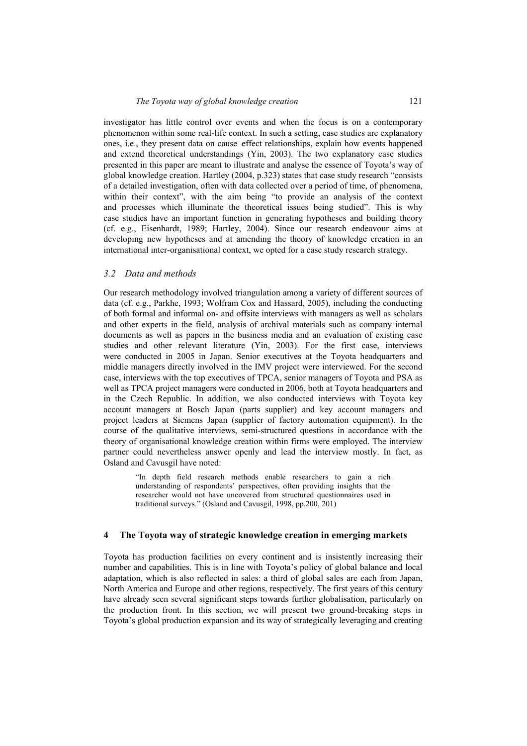investigator has little control over events and when the focus is on a contemporary phenomenon within some real-life context. In such a setting, case studies are explanatory ones, i.e., they present data on cause–effect relationships, explain how events happened and extend theoretical understandings (Yin, 2003). The two explanatory case studies presented in this paper are meant to illustrate and analyse the essence of Toyota's way of global knowledge creation. Hartley (2004, p.323) states that case study research "consists of a detailed investigation, often with data collected over a period of time, of phenomena, within their context", with the aim being "to provide an analysis of the context and processes which illuminate the theoretical issues being studied". This is why case studies have an important function in generating hypotheses and building theory (cf. e.g., Eisenhardt, 1989; Hartley, 2004). Since our research endeavour aims at developing new hypotheses and at amending the theory of knowledge creation in an international inter-organisational context, we opted for a case study research strategy.

### *3.2 Data and methods*

Our research methodology involved triangulation among a variety of different sources of data (cf. e.g., Parkhe, 1993; Wolfram Cox and Hassard, 2005), including the conducting of both formal and informal on- and offsite interviews with managers as well as scholars and other experts in the field, analysis of archival materials such as company internal documents as well as papers in the business media and an evaluation of existing case studies and other relevant literature (Yin, 2003). For the first case, interviews were conducted in 2005 in Japan. Senior executives at the Toyota headquarters and middle managers directly involved in the IMV project were interviewed. For the second case, interviews with the top executives of TPCA, senior managers of Toyota and PSA as well as TPCA project managers were conducted in 2006, both at Toyota headquarters and in the Czech Republic. In addition, we also conducted interviews with Toyota key account managers at Bosch Japan (parts supplier) and key account managers and project leaders at Siemens Japan (supplier of factory automation equipment). In the course of the qualitative interviews, semi-structured questions in accordance with the theory of organisational knowledge creation within firms were employed. The interview partner could nevertheless answer openly and lead the interview mostly. In fact, as Osland and Cavusgil have noted:

> "In depth field research methods enable researchers to gain a rich understanding of respondents' perspectives, often providing insights that the researcher would not have uncovered from structured questionnaires used in traditional surveys." (Osland and Cavusgil, 1998, pp.200, 201)

## 4 The Toyota way of strategic knowledge creation in emerging markets

Toyota has production facilities on every continent and is insistently increasing their number and capabilities. This is in line with Toyota's policy of global balance and local adaptation, which is also reflected in sales: a third of global sales are each from Japan, North America and Europe and other regions, respectively. The first years of this century have already seen several significant steps towards further globalisation, particularly on the production front. In this section, we will present two ground-breaking steps in Toyota's global production expansion and its way of strategically leveraging and creating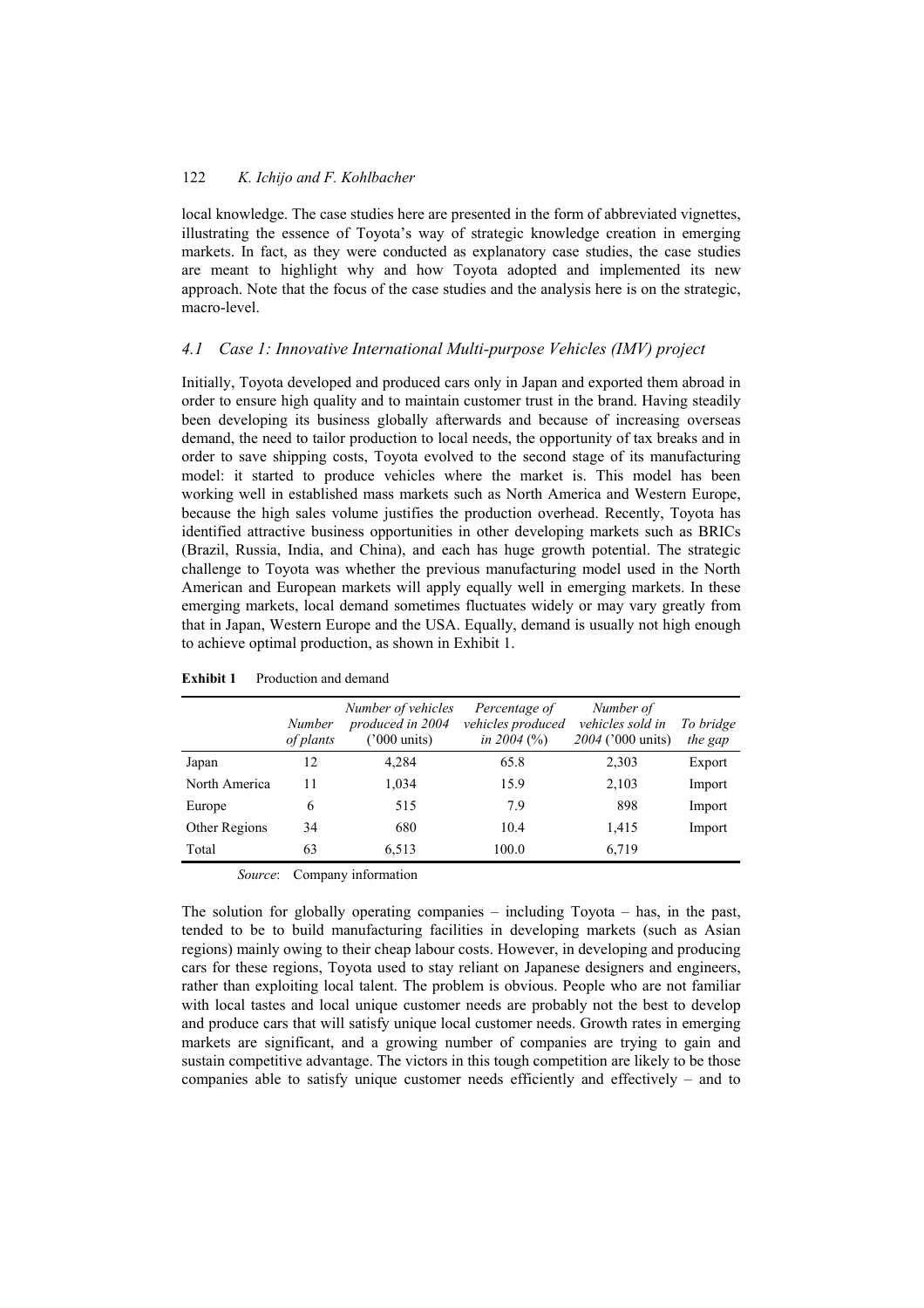local knowledge. The case studies here are presented in the form of abbreviated vignettes, illustrating the essence of Toyota's way of strategic knowledge creation in emerging markets. In fact, as they were conducted as explanatory case studies, the case studies are meant to highlight why and how Toyota adopted and implemented its new approach. Note that the focus of the case studies and the analysis here is on the strategic, macro-level.

### *4.1 Case 1: Innovative International Multi-purpose Vehicles (IMV) project*

Initially, Toyota developed and produced cars only in Japan and exported them abroad in order to ensure high quality and to maintain customer trust in the brand. Having steadily been developing its business globally afterwards and because of increasing overseas demand, the need to tailor production to local needs, the opportunity of tax breaks and in order to save shipping costs, Toyota evolved to the second stage of its manufacturing model: it started to produce vehicles where the market is. This model has been working well in established mass markets such as North America and Western Europe, because the high sales volume justifies the production overhead. Recently, Toyota has identified attractive business opportunities in other developing markets such as BRICs (Brazil, Russia, India, and China), and each has huge growth potential. The strategic challenge to Toyota was whether the previous manufacturing model used in the North American and European markets will apply equally well in emerging markets. In these emerging markets, local demand sometimes fluctuates widely or may vary greatly from that in Japan, Western Europe and the USA. Equally, demand is usually not high enough to achieve optimal production, as shown in Exhibit 1.

**Exhibit 1** Production and demand

| | *Number of plants* | *Number of vehicles produced in 2004* ('000 units) | *Percentage of vehicles produced in 2004* (%) | *Number of vehicles sold in 2004* ('000 units) | *To bridge the gap* |
|---|---|---|---|---|---|
| Japan | 12 | 4,284 | 65.8 | 2,303 | Export |
| North America | 11 | 1,034 | 15.9 | 2,103 | Import |
| Europe | 6 | 515 | 7.9 | 898 | Import |
| Other Regions | 34 | 680 | 10.4 | 1,415 | Import |
| Total | 63 | 6,513 | 100.0 | 6,719 | |

*Source*: Company information

The solution for globally operating companies – including Toyota – has, in the past, tended to be to build manufacturing facilities in developing markets (such as Asian regions) mainly owing to their cheap labour costs. However, in developing and producing cars for these regions, Toyota used to stay reliant on Japanese designers and engineers, rather than exploiting local talent. The problem is obvious. People who are not familiar with local tastes and local unique customer needs are probably not the best to develop and produce cars that will satisfy unique local customer needs. Growth rates in emerging markets are significant, and a growing number of companies are trying to gain and sustain competitive advantage. The victors in this tough competition are likely to be those companies able to satisfy unique customer needs efficiently and effectively – and to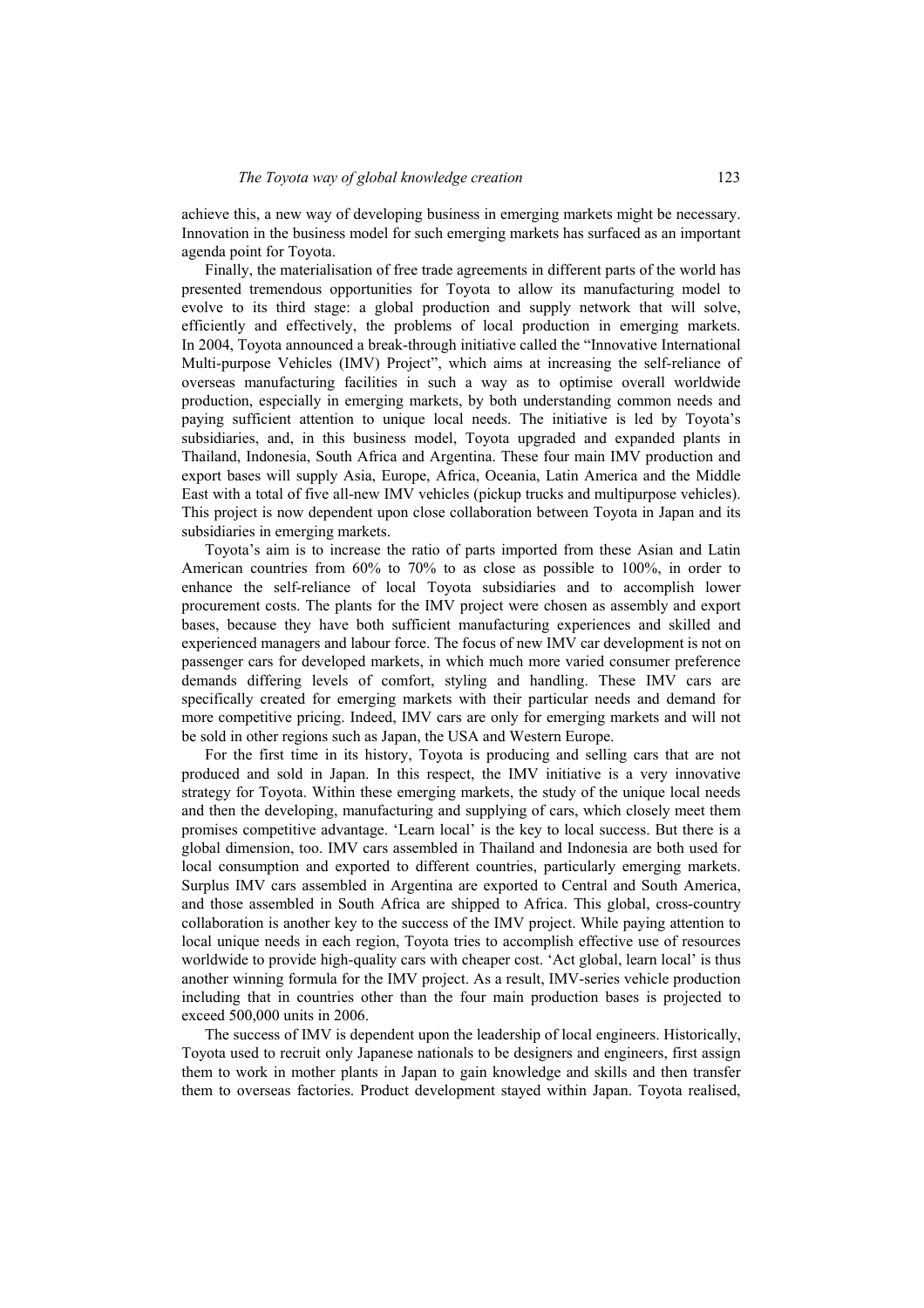achieve this, a new way of developing business in emerging markets might be necessary. Innovation in the business model for such emerging markets has surfaced as an important agenda point for Toyota.

Finally, the materialisation of free trade agreements in different parts of the world has presented tremendous opportunities for Toyota to allow its manufacturing model to evolve to its third stage: a global production and supply network that will solve, efficiently and effectively, the problems of local production in emerging markets. In 2004, Toyota announced a break-through initiative called the "Innovative International Multi-purpose Vehicles (IMV) Project", which aims at increasing the self-reliance of overseas manufacturing facilities in such a way as to optimise overall worldwide production, especially in emerging markets, by both understanding common needs and paying sufficient attention to unique local needs. The initiative is led by Toyota's subsidiaries, and, in this business model, Toyota upgraded and expanded plants in Thailand, Indonesia, South Africa and Argentina. These four main IMV production and export bases will supply Asia, Europe, Africa, Oceania, Latin America and the Middle East with a total of five all-new IMV vehicles (pickup trucks and multipurpose vehicles). This project is now dependent upon close collaboration between Toyota in Japan and its subsidiaries in emerging markets.

Toyota's aim is to increase the ratio of parts imported from these Asian and Latin American countries from 60% to 70% to as close as possible to 100%, in order to enhance the self-reliance of local Toyota subsidiaries and to accomplish lower procurement costs. The plants for the IMV project were chosen as assembly and export bases, because they have both sufficient manufacturing experiences and skilled and experienced managers and labour force. The focus of new IMV car development is not on passenger cars for developed markets, in which much more varied consumer preference demands differing levels of comfort, styling and handling. These IMV cars are specifically created for emerging markets with their particular needs and demand for more competitive pricing. Indeed, IMV cars are only for emerging markets and will not be sold in other regions such as Japan, the USA and Western Europe.

For the first time in its history, Toyota is producing and selling cars that are not produced and sold in Japan. In this respect, the IMV initiative is a very innovative strategy for Toyota. Within these emerging markets, the study of the unique local needs and then the developing, manufacturing and supplying of cars, which closely meet them promises competitive advantage. 'Learn local' is the key to local success. But there is a global dimension, too. IMV cars assembled in Thailand and Indonesia are both used for local consumption and exported to different countries, particularly emerging markets. Surplus IMV cars assembled in Argentina are exported to Central and South America, and those assembled in South Africa are shipped to Africa. This global, cross-country collaboration is another key to the success of the IMV project. While paying attention to local unique needs in each region, Toyota tries to accomplish effective use of resources worldwide to provide high-quality cars with cheaper cost. 'Act global, learn local' is thus another winning formula for the IMV project. As a result, IMV-series vehicle production including that in countries other than the four main production bases is projected to exceed 500,000 units in 2006.

The success of IMV is dependent upon the leadership of local engineers. Historically, Toyota used to recruit only Japanese nationals to be designers and engineers, first assign them to work in mother plants in Japan to gain knowledge and skills and then transfer them to overseas factories. Product development stayed within Japan. Toyota realised,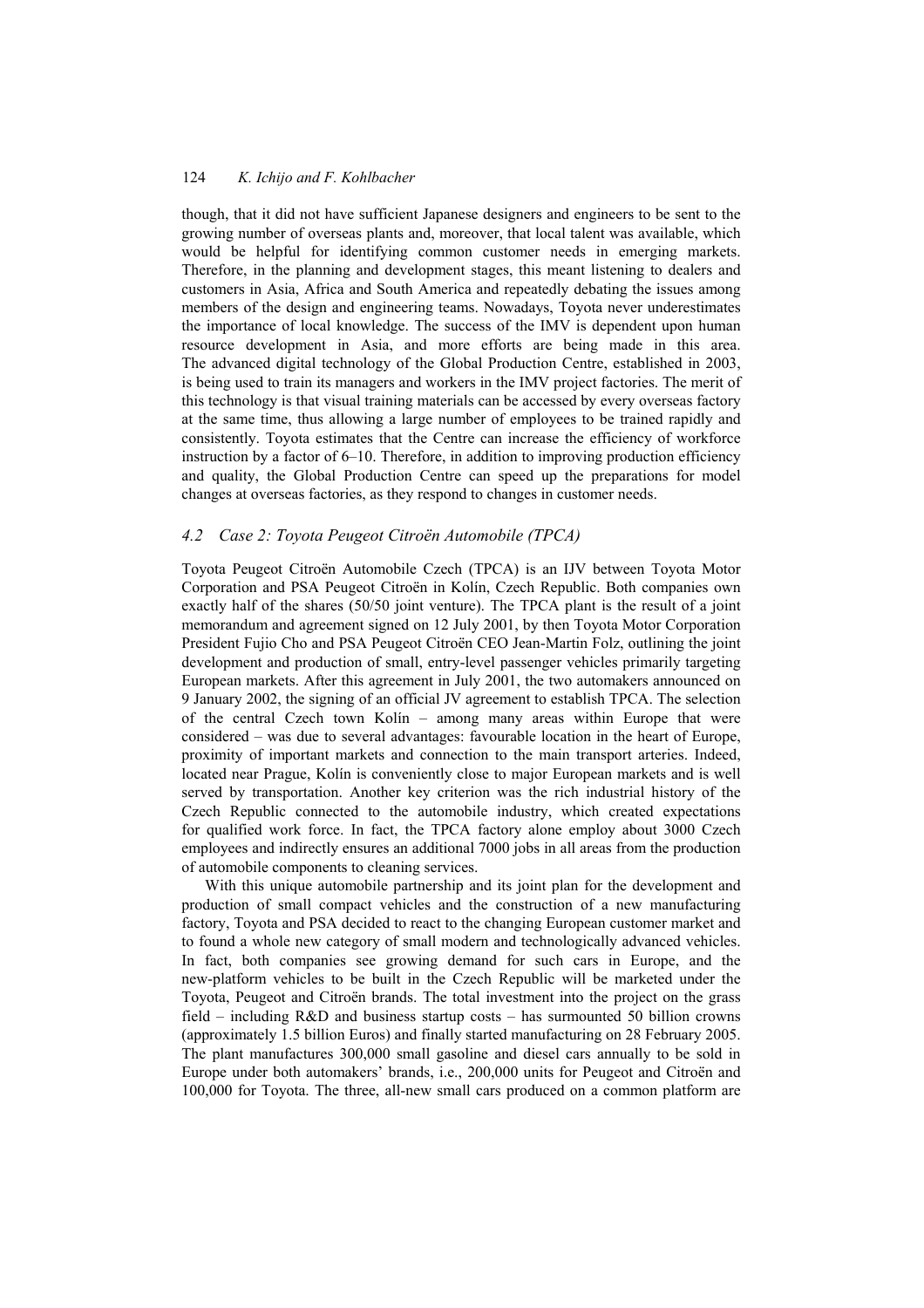though, that it did not have sufficient Japanese designers and engineers to be sent to the growing number of overseas plants and, moreover, that local talent was available, which would be helpful for identifying common customer needs in emerging markets. Therefore, in the planning and development stages, this meant listening to dealers and customers in Asia, Africa and South America and repeatedly debating the issues among members of the design and engineering teams. Nowadays, Toyota never underestimates the importance of local knowledge. The success of the IMV is dependent upon human resource development in Asia, and more efforts are being made in this area. The advanced digital technology of the Global Production Centre, established in 2003, is being used to train its managers and workers in the IMV project factories. The merit of this technology is that visual training materials can be accessed by every overseas factory at the same time, thus allowing a large number of employees to be trained rapidly and consistently. Toyota estimates that the Centre can increase the efficiency of workforce instruction by a factor of 6–10. Therefore, in addition to improving production efficiency and quality, the Global Production Centre can speed up the preparations for model changes at overseas factories, as they respond to changes in customer needs.

### *4.2 Case 2: Toyota Peugeot Citroën Automobile (TPCA)*

Toyota Peugeot Citroën Automobile Czech (TPCA) is an IJV between Toyota Motor Corporation and PSA Peugeot Citroën in Kolín, Czech Republic. Both companies own exactly half of the shares (50/50 joint venture). The TPCA plant is the result of a joint memorandum and agreement signed on 12 July 2001, by then Toyota Motor Corporation President Fujio Cho and PSA Peugeot Citroën CEO Jean-Martin Folz, outlining the joint development and production of small, entry-level passenger vehicles primarily targeting European markets. After this agreement in July 2001, the two automakers announced on 9 January 2002, the signing of an official JV agreement to establish TPCA. The selection of the central Czech town Kolín – among many areas within Europe that were considered – was due to several advantages: favourable location in the heart of Europe, proximity of important markets and connection to the main transport arteries. Indeed, located near Prague, Kolín is conveniently close to major European markets and is well served by transportation. Another key criterion was the rich industrial history of the Czech Republic connected to the automobile industry, which created expectations for qualified work force. In fact, the TPCA factory alone employ about 3000 Czech employees and indirectly ensures an additional 7000 jobs in all areas from the production of automobile components to cleaning services.

With this unique automobile partnership and its joint plan for the development and production of small compact vehicles and the construction of a new manufacturing factory, Toyota and PSA decided to react to the changing European customer market and to found a whole new category of small modern and technologically advanced vehicles. In fact, both companies see growing demand for such cars in Europe, and the new-platform vehicles to be built in the Czech Republic will be marketed under the Toyota, Peugeot and Citroën brands. The total investment into the project on the grass field – including R&D and business startup costs – has surmounted 50 billion crowns (approximately 1.5 billion Euros) and finally started manufacturing on 28 February 2005. The plant manufactures 300,000 small gasoline and diesel cars annually to be sold in Europe under both automakers' brands, i.e., 200,000 units for Peugeot and Citroën and 100,000 for Toyota. The three, all-new small cars produced on a common platform are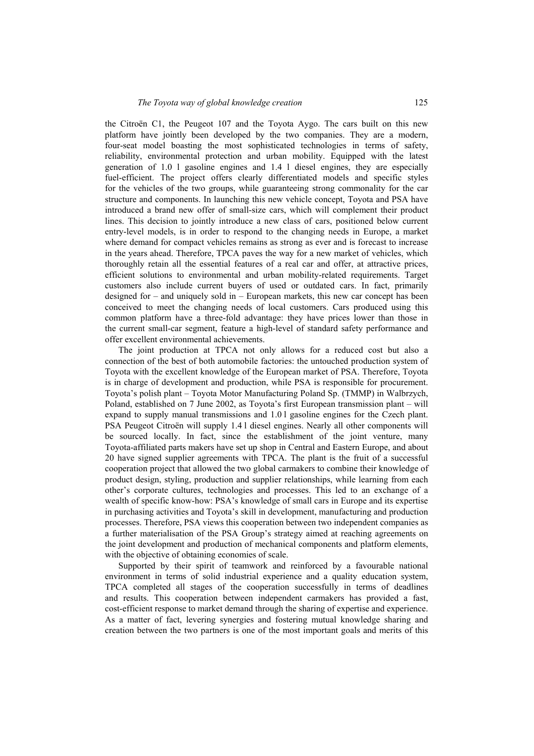the Citroën C1, the Peugeot 107 and the Toyota Aygo. The cars built on this new platform have jointly been developed by the two companies. They are a modern, four-seat model boasting the most sophisticated technologies in terms of safety, reliability, environmental protection and urban mobility. Equipped with the latest generation of 1.0 l gasoline engines and 1.4 l diesel engines, they are especially fuel-efficient. The project offers clearly differentiated models and specific styles for the vehicles of the two groups, while guaranteeing strong commonality for the car structure and components. In launching this new vehicle concept, Toyota and PSA have introduced a brand new offer of small-size cars, which will complement their product lines. This decision to jointly introduce a new class of cars, positioned below current entry-level models, is in order to respond to the changing needs in Europe, a market where demand for compact vehicles remains as strong as ever and is forecast to increase in the years ahead. Therefore, TPCA paves the way for a new market of vehicles, which thoroughly retain all the essential features of a real car and offer, at attractive prices, efficient solutions to environmental and urban mobility-related requirements. Target customers also include current buyers of used or outdated cars. In fact, primarily designed for – and uniquely sold in – European markets, this new car concept has been conceived to meet the changing needs of local customers. Cars produced using this common platform have a three-fold advantage: they have prices lower than those in the current small-car segment, feature a high-level of standard safety performance and offer excellent environmental achievements.

The joint production at TPCA not only allows for a reduced cost but also a connection of the best of both automobile factories: the untouched production system of Toyota with the excellent knowledge of the European market of PSA. Therefore, Toyota is in charge of development and production, while PSA is responsible for procurement. Toyota's polish plant – Toyota Motor Manufacturing Poland Sp. (TMMP) in Walbrzych, Poland, established on 7 June 2002, as Toyota's first European transmission plant – will expand to supply manual transmissions and 1.0 l gasoline engines for the Czech plant. PSA Peugeot Citroën will supply 1.4 l diesel engines. Nearly all other components will be sourced locally. In fact, since the establishment of the joint venture, many Toyota-affiliated parts makers have set up shop in Central and Eastern Europe, and about 20 have signed supplier agreements with TPCA. The plant is the fruit of a successful cooperation project that allowed the two global carmakers to combine their knowledge of product design, styling, production and supplier relationships, while learning from each other's corporate cultures, technologies and processes. This led to an exchange of a wealth of specific know-how: PSA's knowledge of small cars in Europe and its expertise in purchasing activities and Toyota's skill in development, manufacturing and production processes. Therefore, PSA views this cooperation between two independent companies as a further materialisation of the PSA Group's strategy aimed at reaching agreements on the joint development and production of mechanical components and platform elements, with the objective of obtaining economies of scale.

Supported by their spirit of teamwork and reinforced by a favourable national environment in terms of solid industrial experience and a quality education system, TPCA completed all stages of the cooperation successfully in terms of deadlines and results. This cooperation between independent carmakers has provided a fast, cost-efficient response to market demand through the sharing of expertise and experience. As a matter of fact, levering synergies and fostering mutual knowledge sharing and creation between the two partners is one of the most important goals and merits of this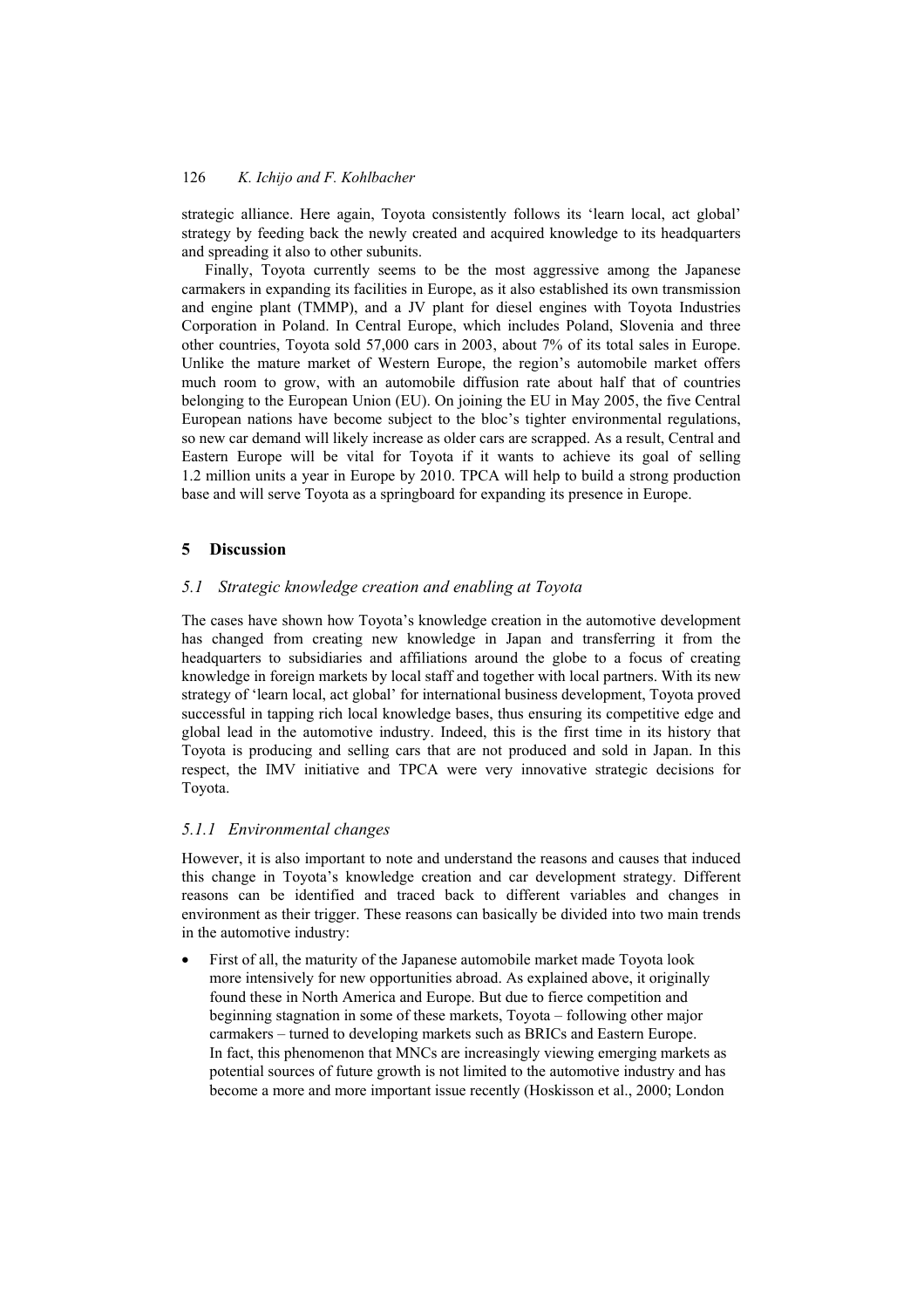strategic alliance. Here again, Toyota consistently follows its 'learn local, act global' strategy by feeding back the newly created and acquired knowledge to its headquarters and spreading it also to other subunits.

Finally, Toyota currently seems to be the most aggressive among the Japanese carmakers in expanding its facilities in Europe, as it also established its own transmission and engine plant (TMMP), and a JV plant for diesel engines with Toyota Industries Corporation in Poland. In Central Europe, which includes Poland, Slovenia and three other countries, Toyota sold 57,000 cars in 2003, about 7% of its total sales in Europe. Unlike the mature market of Western Europe, the region's automobile market offers much room to grow, with an automobile diffusion rate about half that of countries belonging to the European Union (EU). On joining the EU in May 2005, the five Central European nations have become subject to the bloc's tighter environmental regulations, so new car demand will likely increase as older cars are scrapped. As a result, Central and Eastern Europe will be vital for Toyota if it wants to achieve its goal of selling 1.2 million units a year in Europe by 2010. TPCA will help to build a strong production base and will serve Toyota as a springboard for expanding its presence in Europe.

## 5 Discussion

### *5.1 Strategic knowledge creation and enabling at Toyota*

The cases have shown how Toyota's knowledge creation in the automotive development has changed from creating new knowledge in Japan and transferring it from the headquarters to subsidiaries and affiliations around the globe to a focus of creating knowledge in foreign markets by local staff and together with local partners. With its new strategy of 'learn local, act global' for international business development, Toyota proved successful in tapping rich local knowledge bases, thus ensuring its competitive edge and global lead in the automotive industry. Indeed, this is the first time in its history that Toyota is producing and selling cars that are not produced and sold in Japan. In this respect, the IMV initiative and TPCA were very innovative strategic decisions for Toyota.

#### *5.1.1 Environmental changes*

However, it is also important to note and understand the reasons and causes that induced this change in Toyota's knowledge creation and car development strategy. Different reasons can be identified and traced back to different variables and changes in environment as their trigger. These reasons can basically be divided into two main trends in the automotive industry:

- First of all, the maturity of the Japanese automobile market made Toyota look more intensively for new opportunities abroad. As explained above, it originally found these in North America and Europe. But due to fierce competition and beginning stagnation in some of these markets, Toyota – following other major carmakers – turned to developing markets such as BRICs and Eastern Europe. In fact, this phenomenon that MNCs are increasingly viewing emerging markets as potential sources of future growth is not limited to the automotive industry and has become a more and more important issue recently (Hoskisson et al., 2000; London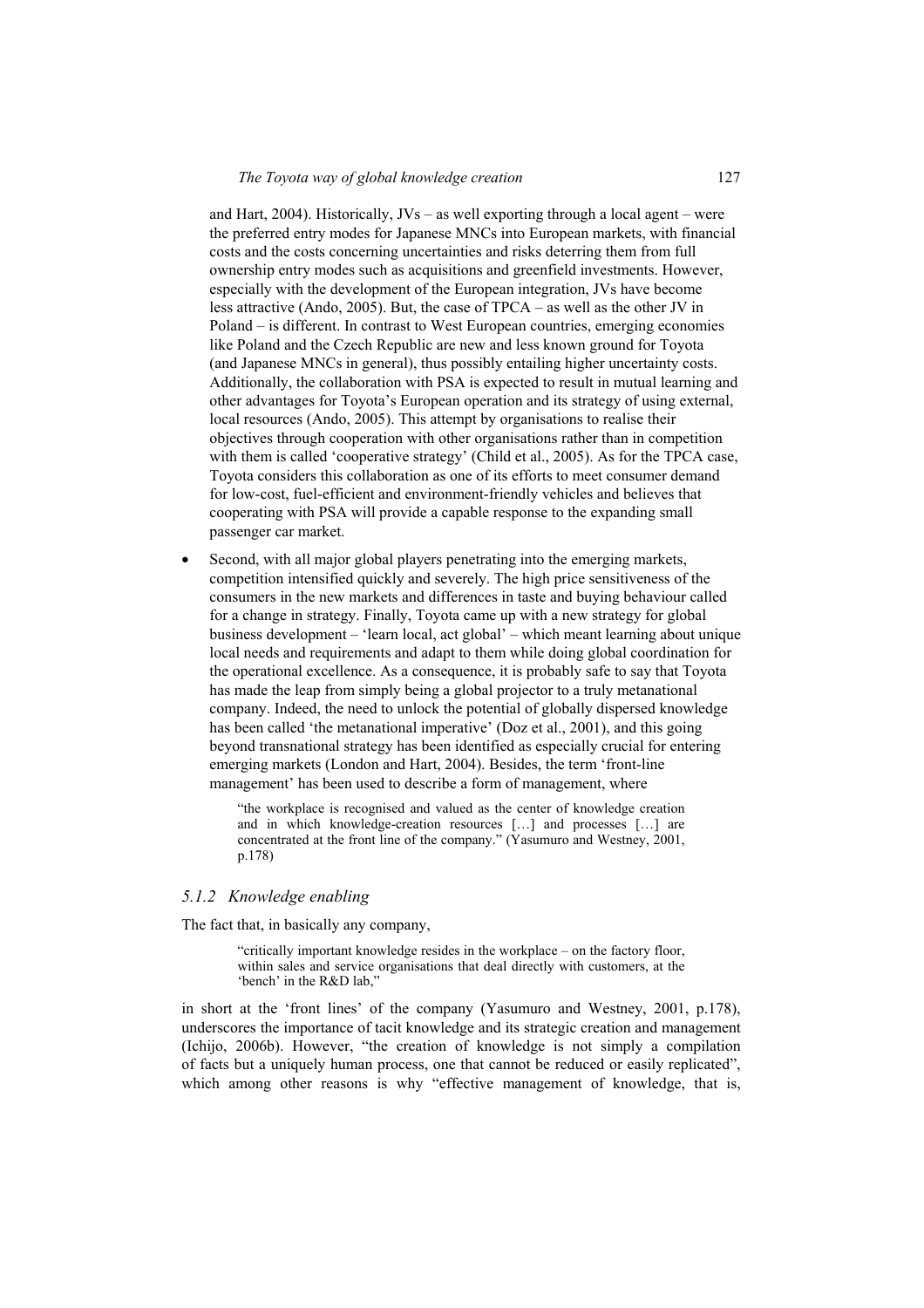and Hart, 2004). Historically, JVs – as well exporting through a local agent – were the preferred entry modes for Japanese MNCs into European markets, with financial costs and the costs concerning uncertainties and risks deterring them from full ownership entry modes such as acquisitions and greenfield investments. However, especially with the development of the European integration, JVs have become less attractive (Ando, 2005). But, the case of TPCA – as well as the other JV in Poland – is different. In contrast to West European countries, emerging economies like Poland and the Czech Republic are new and less known ground for Toyota (and Japanese MNCs in general), thus possibly entailing higher uncertainty costs. Additionally, the collaboration with PSA is expected to result in mutual learning and other advantages for Toyota's European operation and its strategy of using external, local resources (Ando, 2005). This attempt by organisations to realise their objectives through cooperation with other organisations rather than in competition with them is called 'cooperative strategy' (Child et al., 2005). As for the TPCA case, Toyota considers this collaboration as one of its efforts to meet consumer demand for low-cost, fuel-efficient and environment-friendly vehicles and believes that cooperating with PSA will provide a capable response to the expanding small passenger car market.

- Second, with all major global players penetrating into the emerging markets, competition intensified quickly and severely. The high price sensitiveness of the consumers in the new markets and differences in taste and buying behaviour called for a change in strategy. Finally, Toyota came up with a new strategy for global business development – 'learn local, act global' – which meant learning about unique local needs and requirements and adapt to them while doing global coordination for the operational excellence. As a consequence, it is probably safe to say that Toyota has made the leap from simply being a global projector to a truly metanational company. Indeed, the need to unlock the potential of globally dispersed knowledge has been called 'the metanational imperative' (Doz et al., 2001), and this going beyond transnational strategy has been identified as especially crucial for entering emerging markets (London and Hart, 2004). Besides, the term 'front-line management' has been used to describe a form of management, where

  > "the workplace is recognised and valued as the center of knowledge creation and in which knowledge-creation resources […] and processes […] are concentrated at the front line of the company." (Yasumuro and Westney, 2001, p.178)

### *5.1.2 Knowledge enabling*

The fact that, in basically any company,

> "critically important knowledge resides in the workplace – on the factory floor, within sales and service organisations that deal directly with customers, at the 'bench' in the R&D lab,"

in short at the 'front lines' of the company (Yasumuro and Westney, 2001, p.178), underscores the importance of tacit knowledge and its strategic creation and management (Ichijo, 2006b). However, "the creation of knowledge is not simply a compilation of facts but a uniquely human process, one that cannot be reduced or easily replicated", which among other reasons is why "effective management of knowledge, that is,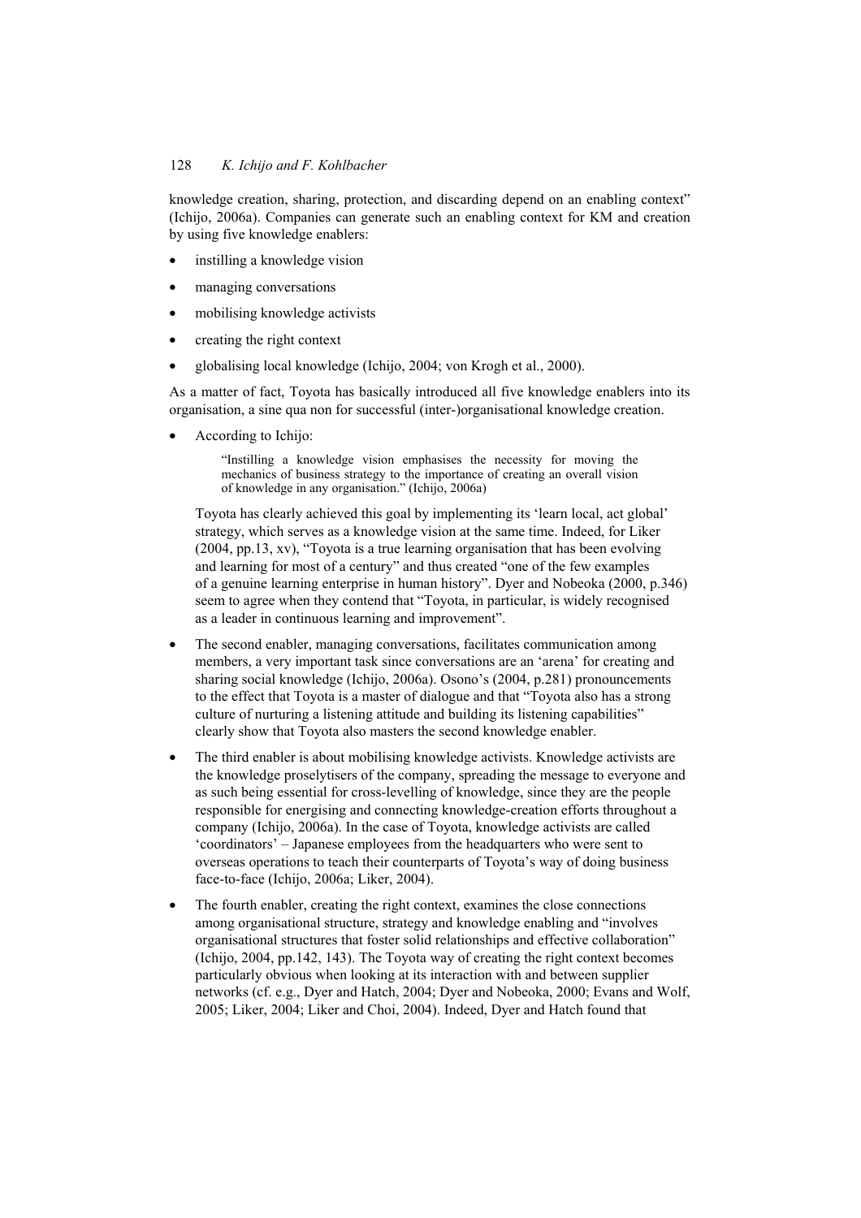knowledge creation, sharing, protection, and discarding depend on an enabling context" (Ichijo, 2006a). Companies can generate such an enabling context for KM and creation by using five knowledge enablers:

- instilling a knowledge vision
- managing conversations
- mobilising knowledge activists
- creating the right context
- globalising local knowledge (Ichijo, 2004; von Krogh et al., 2000).

As a matter of fact, Toyota has basically introduced all five knowledge enablers into its organisation, a sine qua non for successful (inter-)organisational knowledge creation.

- According to Ichijo:

  > "Instilling a knowledge vision emphasises the necessity for moving the mechanics of business strategy to the importance of creating an overall vision of knowledge in any organisation." (Ichijo, 2006a)

  Toyota has clearly achieved this goal by implementing its 'learn local, act global' strategy, which serves as a knowledge vision at the same time. Indeed, for Liker (2004, pp.13, xv), "Toyota is a true learning organisation that has been evolving and learning for most of a century" and thus created "one of the few examples of a genuine learning enterprise in human history". Dyer and Nobeoka (2000, p.346) seem to agree when they contend that "Toyota, in particular, is widely recognised as a leader in continuous learning and improvement".

- The second enabler, managing conversations, facilitates communication among members, a very important task since conversations are an 'arena' for creating and sharing social knowledge (Ichijo, 2006a). Osono's (2004, p.281) pronouncements to the effect that Toyota is a master of dialogue and that "Toyota also has a strong culture of nurturing a listening attitude and building its listening capabilities" clearly show that Toyota also masters the second knowledge enabler.

- The third enabler is about mobilising knowledge activists. Knowledge activists are the knowledge proselytisers of the company, spreading the message to everyone and as such being essential for cross-levelling of knowledge, since they are the people responsible for energising and connecting knowledge-creation efforts throughout a company (Ichijo, 2006a). In the case of Toyota, knowledge activists are called 'coordinators' – Japanese employees from the headquarters who were sent to overseas operations to teach their counterparts of Toyota's way of doing business face-to-face (Ichijo, 2006a; Liker, 2004).

- The fourth enabler, creating the right context, examines the close connections among organisational structure, strategy and knowledge enabling and "involves organisational structures that foster solid relationships and effective collaboration" (Ichijo, 2004, pp.142, 143). The Toyota way of creating the right context becomes particularly obvious when looking at its interaction with and between supplier networks (cf. e.g., Dyer and Hatch, 2004; Dyer and Nobeoka, 2000; Evans and Wolf, 2005; Liker, 2004; Liker and Choi, 2004). Indeed, Dyer and Hatch found that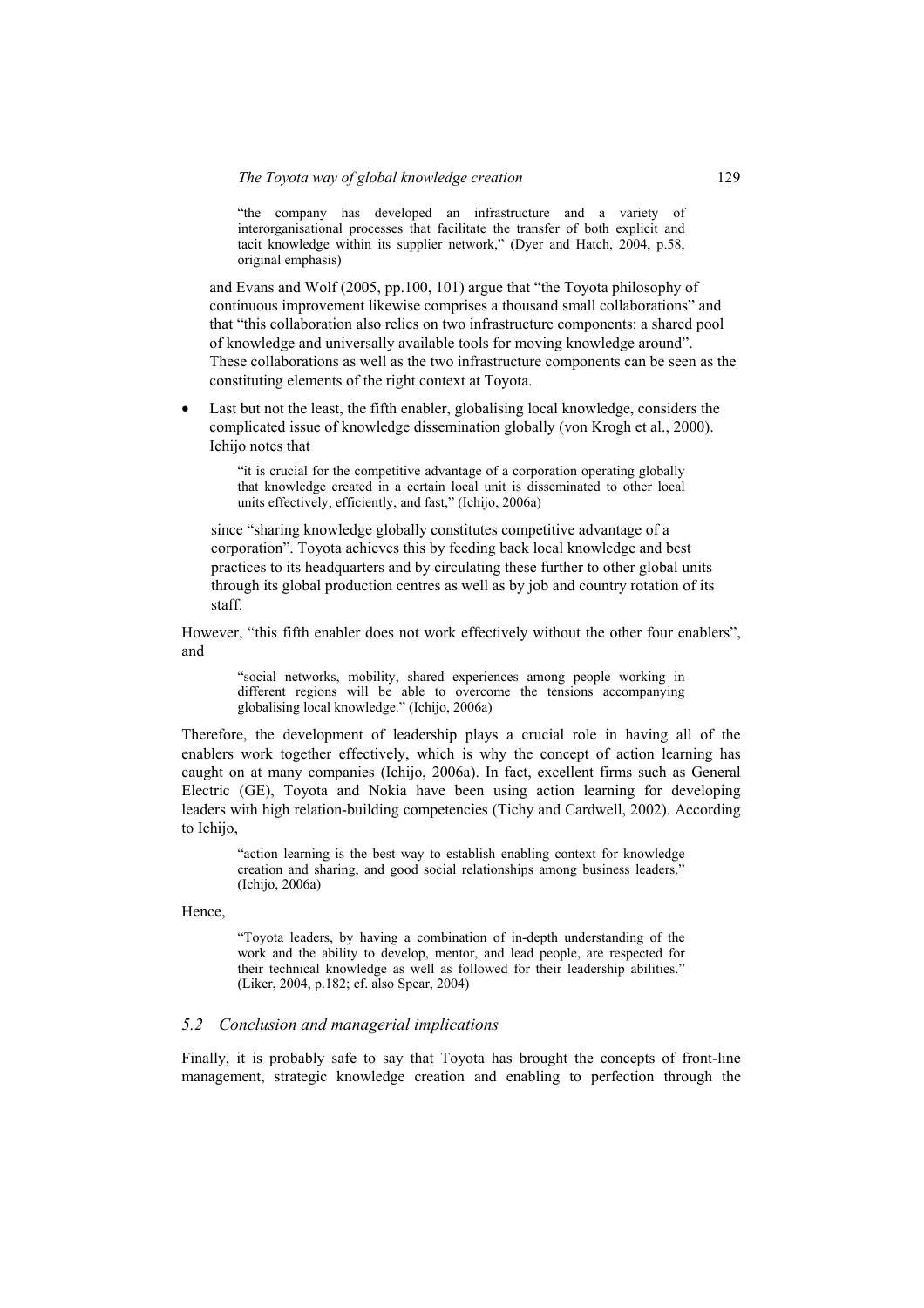> "the company has developed an infrastructure and a variety of interorganisational processes that facilitate the transfer of both explicit and tacit knowledge within its supplier network," (Dyer and Hatch, 2004, p.58, original emphasis)

  and Evans and Wolf (2005, pp.100, 101) argue that "the Toyota philosophy of continuous improvement likewise comprises a thousand small collaborations" and that "this collaboration also relies on two infrastructure components: a shared pool of knowledge and universally available tools for moving knowledge around". These collaborations as well as the two infrastructure components can be seen as the constituting elements of the right context at Toyota.

- Last but not the least, the fifth enabler, globalising local knowledge, considers the complicated issue of knowledge dissemination globally (von Krogh et al., 2000). Ichijo notes that

  > "it is crucial for the competitive advantage of a corporation operating globally that knowledge created in a certain local unit is disseminated to other local units effectively, efficiently, and fast," (Ichijo, 2006a)

  since "sharing knowledge globally constitutes competitive advantage of a corporation". Toyota achieves this by feeding back local knowledge and best practices to its headquarters and by circulating these further to other global units through its global production centres as well as by job and country rotation of its staff.

However, "this fifth enabler does not work effectively without the other four enablers", and

> "social networks, mobility, shared experiences among people working in different regions will be able to overcome the tensions accompanying globalising local knowledge." (Ichijo, 2006a)

Therefore, the development of leadership plays a crucial role in having all of the enablers work together effectively, which is why the concept of action learning has caught on at many companies (Ichijo, 2006a). In fact, excellent firms such as General Electric (GE), Toyota and Nokia have been using action learning for developing leaders with high relation-building competencies (Tichy and Cardwell, 2002). According to Ichijo,

> "action learning is the best way to establish enabling context for knowledge creation and sharing, and good social relationships among business leaders." (Ichijo, 2006a)

Hence,

> "Toyota leaders, by having a combination of in-depth understanding of the work and the ability to develop, mentor, and lead people, are respected for their technical knowledge as well as followed for their leadership abilities." (Liker, 2004, p.182; cf. also Spear, 2004)

### *5.2 Conclusion and managerial implications*

Finally, it is probably safe to say that Toyota has brought the concepts of front-line management, strategic knowledge creation and enabling to perfection through the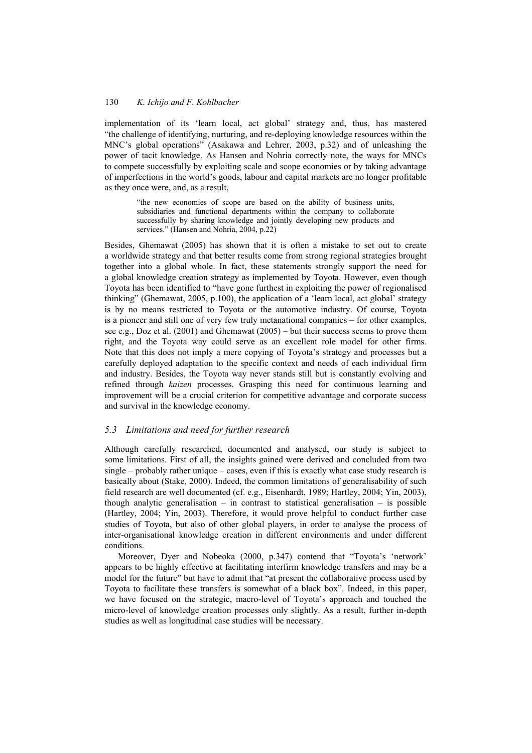implementation of its 'learn local, act global' strategy and, thus, has mastered "the challenge of identifying, nurturing, and re-deploying knowledge resources within the MNC's global operations" (Asakawa and Lehrer, 2003, p.32) and of unleashing the power of tacit knowledge. As Hansen and Nohria correctly note, the ways for MNCs to compete successfully by exploiting scale and scope economies or by taking advantage of imperfections in the world's goods, labour and capital markets are no longer profitable as they once were, and, as a result,

> "the new economies of scope are based on the ability of business units, subsidiaries and functional departments within the company to collaborate successfully by sharing knowledge and jointly developing new products and services." (Hansen and Nohria, 2004, p.22)

Besides, Ghemawat (2005) has shown that it is often a mistake to set out to create a worldwide strategy and that better results come from strong regional strategies brought together into a global whole. In fact, these statements strongly support the need for a global knowledge creation strategy as implemented by Toyota. However, even though Toyota has been identified to "have gone furthest in exploiting the power of regionalised thinking" (Ghemawat, 2005, p.100), the application of a 'learn local, act global' strategy is by no means restricted to Toyota or the automotive industry. Of course, Toyota is a pioneer and still one of very few truly metanational companies – for other examples, see e.g., Doz et al. (2001) and Ghemawat (2005) – but their success seems to prove them right, and the Toyota way could serve as an excellent role model for other firms. Note that this does not imply a mere copying of Toyota's strategy and processes but a carefully deployed adaptation to the specific context and needs of each individual firm and industry. Besides, the Toyota way never stands still but is constantly evolving and refined through *kaizen* processes. Grasping this need for continuous learning and improvement will be a crucial criterion for competitive advantage and corporate success and survival in the knowledge economy.

### *5.3 Limitations and need for further research*

Although carefully researched, documented and analysed, our study is subject to some limitations. First of all, the insights gained were derived and concluded from two single – probably rather unique – cases, even if this is exactly what case study research is basically about (Stake, 2000). Indeed, the common limitations of generalisability of such field research are well documented (cf. e.g., Eisenhardt, 1989; Hartley, 2004; Yin, 2003), though analytic generalisation – in contrast to statistical generalisation – is possible (Hartley, 2004; Yin, 2003). Therefore, it would prove helpful to conduct further case studies of Toyota, but also of other global players, in order to analyse the process of inter-organisational knowledge creation in different environments and under different conditions.

Moreover, Dyer and Nobeoka (2000, p.347) contend that "Toyota's 'network' appears to be highly effective at facilitating interfirm knowledge transfers and may be a model for the future" but have to admit that "at present the collaborative process used by Toyota to facilitate these transfers is somewhat of a black box". Indeed, in this paper, we have focused on the strategic, macro-level of Toyota's approach and touched the micro-level of knowledge creation processes only slightly. As a result, further in-depth studies as well as longitudinal case studies will be necessary.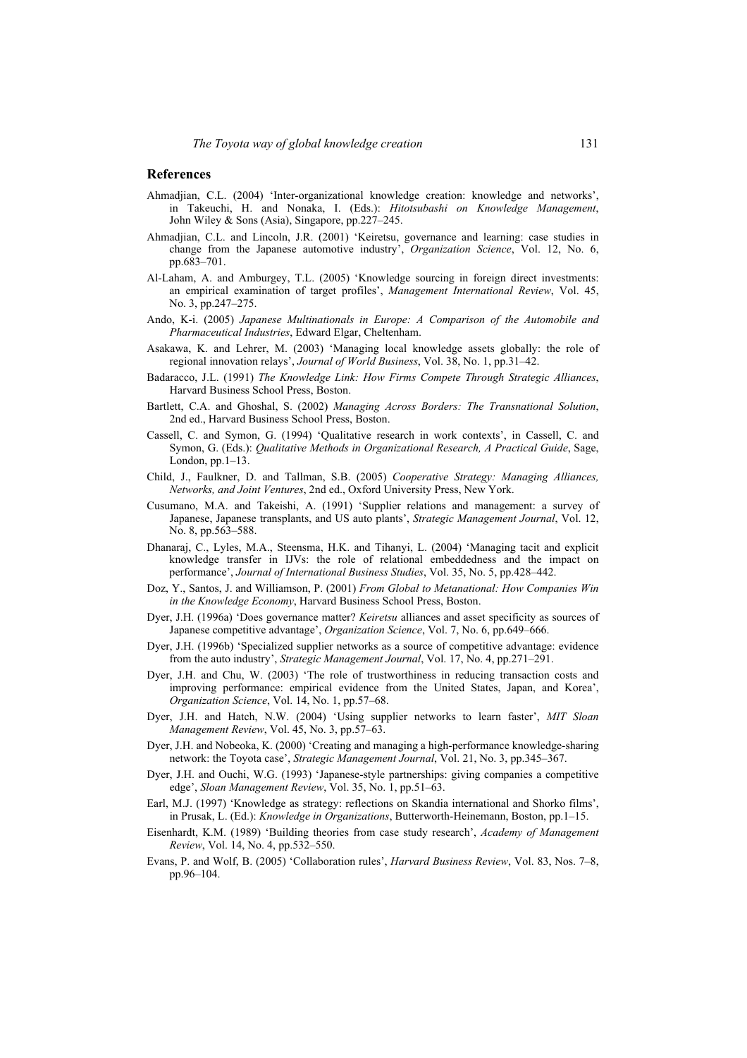## References

Ahmadjian, C.L. (2004) 'Inter-organizational knowledge creation: knowledge and networks', in Takeuchi, H. and Nonaka, I. (Eds.): *Hitotsubashi on Knowledge Management*, John Wiley & Sons (Asia), Singapore, pp.227–245.

Ahmadjian, C.L. and Lincoln, J.R. (2001) 'Keiretsu, governance and learning: case studies in change from the Japanese automotive industry', *Organization Science*, Vol. 12, No. 6, pp.683–701.

Al-Laham, A. and Amburgey, T.L. (2005) 'Knowledge sourcing in foreign direct investments: an empirical examination of target profiles', *Management International Review*, Vol. 45, No. 3, pp.247–275.

Ando, K-i. (2005) *Japanese Multinationals in Europe: A Comparison of the Automobile and Pharmaceutical Industries*, Edward Elgar, Cheltenham.

Asakawa, K. and Lehrer, M. (2003) 'Managing local knowledge assets globally: the role of regional innovation relays', *Journal of World Business*, Vol. 38, No. 1, pp.31–42.

Badaracco, J.L. (1991) *The Knowledge Link: How Firms Compete Through Strategic Alliances*, Harvard Business School Press, Boston.

Bartlett, C.A. and Ghoshal, S. (2002) *Managing Across Borders: The Transnational Solution*, 2nd ed., Harvard Business School Press, Boston.

Cassell, C. and Symon, G. (1994) 'Qualitative research in work contexts', in Cassell, C. and Symon, G. (Eds.): *Qualitative Methods in Organizational Research, A Practical Guide*, Sage, London, pp.1–13.

Child, J., Faulkner, D. and Tallman, S.B. (2005) *Cooperative Strategy: Managing Alliances, Networks, and Joint Ventures*, 2nd ed., Oxford University Press, New York.

Cusumano, M.A. and Takeishi, A. (1991) 'Supplier relations and management: a survey of Japanese, Japanese transplants, and US auto plants', *Strategic Management Journal*, Vol. 12, No. 8, pp.563–588.

Dhanaraj, C., Lyles, M.A., Steensma, H.K. and Tihanyi, L. (2004) 'Managing tacit and explicit knowledge transfer in IJVs: the role of relational embeddedness and the impact on performance', *Journal of International Business Studies*, Vol. 35, No. 5, pp.428–442.

Doz, Y., Santos, J. and Williamson, P. (2001) *From Global to Metanational: How Companies Win in the Knowledge Economy*, Harvard Business School Press, Boston.

Dyer, J.H. (1996a) 'Does governance matter? *Keiretsu* alliances and asset specificity as sources of Japanese competitive advantage', *Organization Science*, Vol. 7, No. 6, pp.649–666.

Dyer, J.H. (1996b) 'Specialized supplier networks as a source of competitive advantage: evidence from the auto industry', *Strategic Management Journal*, Vol. 17, No. 4, pp.271–291.

Dyer, J.H. and Chu, W. (2003) 'The role of trustworthiness in reducing transaction costs and improving performance: empirical evidence from the United States, Japan, and Korea', *Organization Science*, Vol. 14, No. 1, pp.57–68.

Dyer, J.H. and Hatch, N.W. (2004) 'Using supplier networks to learn faster', *MIT Sloan Management Review*, Vol. 45, No. 3, pp.57–63.

Dyer, J.H. and Nobeoka, K. (2000) 'Creating and managing a high-performance knowledge-sharing network: the Toyota case', *Strategic Management Journal*, Vol. 21, No. 3, pp.345–367.

Dyer, J.H. and Ouchi, W.G. (1993) 'Japanese-style partnerships: giving companies a competitive edge', *Sloan Management Review*, Vol. 35, No. 1, pp.51–63.

Earl, M.J. (1997) 'Knowledge as strategy: reflections on Skandia international and Shorko films', in Prusak, L. (Ed.): *Knowledge in Organizations*, Butterworth-Heinemann, Boston, pp.1–15.

Eisenhardt, K.M. (1989) 'Building theories from case study research', *Academy of Management Review*, Vol. 14, No. 4, pp.532–550.

Evans, P. and Wolf, B. (2005) 'Collaboration rules', *Harvard Business Review*, Vol. 83, Nos. 7–8, pp.96–104.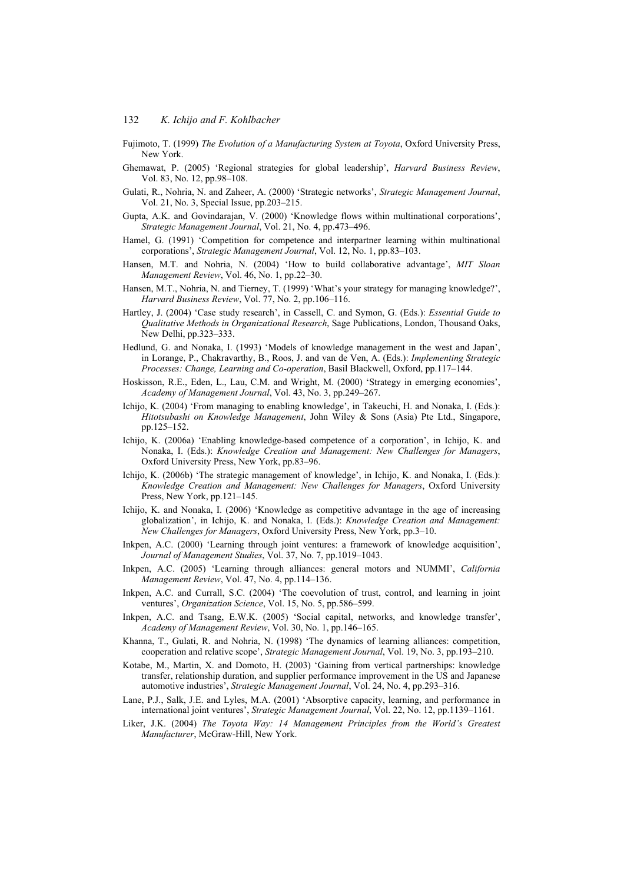Fujimoto, T. (1999) *The Evolution of a Manufacturing System at Toyota*, Oxford University Press, New York.

Ghemawat, P. (2005) 'Regional strategies for global leadership', *Harvard Business Review*, Vol. 83, No. 12, pp.98–108.

Gulati, R., Nohria, N. and Zaheer, A. (2000) 'Strategic networks', *Strategic Management Journal*, Vol. 21, No. 3, Special Issue, pp.203–215.

Gupta, A.K. and Govindarajan, V. (2000) 'Knowledge flows within multinational corporations', *Strategic Management Journal*, Vol. 21, No. 4, pp.473–496.

Hamel, G. (1991) 'Competition for competence and interpartner learning within multinational corporations', *Strategic Management Journal*, Vol. 12, No. 1, pp.83–103.

Hansen, M.T. and Nohria, N. (2004) 'How to build collaborative advantage', *MIT Sloan Management Review*, Vol. 46, No. 1, pp.22–30.

Hansen, M.T., Nohria, N. and Tierney, T. (1999) 'What's your strategy for managing knowledge?', *Harvard Business Review*, Vol. 77, No. 2, pp.106–116.

Hartley, J. (2004) 'Case study research', in Cassell, C. and Symon, G. (Eds.): *Essential Guide to Qualitative Methods in Organizational Research*, Sage Publications, London, Thousand Oaks, New Delhi, pp.323–333.

Hedlund, G. and Nonaka, I. (1993) 'Models of knowledge management in the west and Japan', in Lorange, P., Chakravarthy, B., Roos, J. and van de Ven, A. (Eds.): *Implementing Strategic Processes: Change, Learning and Co-operation*, Basil Blackwell, Oxford, pp.117–144.

Hoskisson, R.E., Eden, L., Lau, C.M. and Wright, M. (2000) 'Strategy in emerging economies', *Academy of Management Journal*, Vol. 43, No. 3, pp.249–267.

Ichijo, K. (2004) 'From managing to enabling knowledge', in Takeuchi, H. and Nonaka, I. (Eds.): *Hitotsubashi on Knowledge Management*, John Wiley & Sons (Asia) Pte Ltd., Singapore, pp.125–152.

Ichijo, K. (2006a) 'Enabling knowledge-based competence of a corporation', in Ichijo, K. and Nonaka, I. (Eds.): *Knowledge Creation and Management: New Challenges for Managers*, Oxford University Press, New York, pp.83–96.

Ichijo, K. (2006b) 'The strategic management of knowledge', in Ichijo, K. and Nonaka, I. (Eds.): *Knowledge Creation and Management: New Challenges for Managers*, Oxford University Press, New York, pp.121–145.

Ichijo, K. and Nonaka, I. (2006) 'Knowledge as competitive advantage in the age of increasing globalization', in Ichijo, K. and Nonaka, I. (Eds.): *Knowledge Creation and Management: New Challenges for Managers*, Oxford University Press, New York, pp.3–10.

Inkpen, A.C. (2000) 'Learning through joint ventures: a framework of knowledge acquisition', *Journal of Management Studies*, Vol. 37, No. 7, pp.1019–1043.

Inkpen, A.C. (2005) 'Learning through alliances: general motors and NUMMI', *California Management Review*, Vol. 47, No. 4, pp.114–136.

Inkpen, A.C. and Currall, S.C. (2004) 'The coevolution of trust, control, and learning in joint ventures', *Organization Science*, Vol. 15, No. 5, pp.586–599.

Inkpen, A.C. and Tsang, E.W.K. (2005) 'Social capital, networks, and knowledge transfer', *Academy of Management Review*, Vol. 30, No. 1, pp.146–165.

Khanna, T., Gulati, R. and Nohria, N. (1998) 'The dynamics of learning alliances: competition, cooperation and relative scope', *Strategic Management Journal*, Vol. 19, No. 3, pp.193–210.

Kotabe, M., Martin, X. and Domoto, H. (2003) 'Gaining from vertical partnerships: knowledge transfer, relationship duration, and supplier performance improvement in the US and Japanese automotive industries', *Strategic Management Journal*, Vol. 24, No. 4, pp.293–316.

Lane, P.J., Salk, J.E. and Lyles, M.A. (2001) 'Absorptive capacity, learning, and performance in international joint ventures', *Strategic Management Journal*, Vol. 22, No. 12, pp.1139–1161.

Liker, J.K. (2004) *The Toyota Way: 14 Management Principles from the World's Greatest Manufacturer*, McGraw-Hill, New York.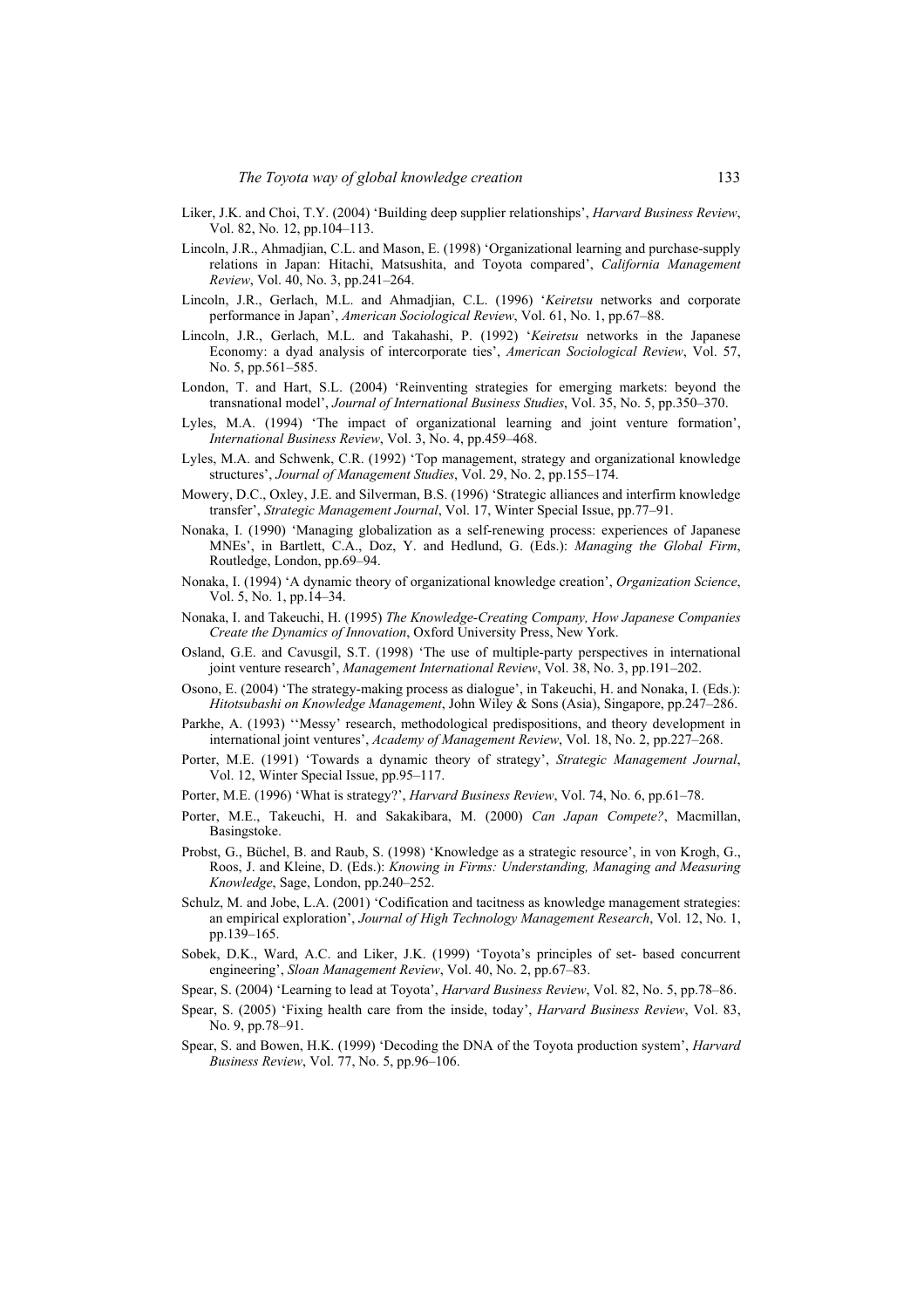Liker, J.K. and Choi, T.Y. (2004) 'Building deep supplier relationships', *Harvard Business Review*, Vol. 82, No. 12, pp.104–113.

Lincoln, J.R., Ahmadjian, C.L. and Mason, E. (1998) 'Organizational learning and purchase-supply relations in Japan: Hitachi, Matsushita, and Toyota compared', *California Management Review*, Vol. 40, No. 3, pp.241–264.

Lincoln, J.R., Gerlach, M.L. and Ahmadjian, C.L. (1996) '*Keiretsu* networks and corporate performance in Japan', *American Sociological Review*, Vol. 61, No. 1, pp.67–88.

Lincoln, J.R., Gerlach, M.L. and Takahashi, P. (1992) '*Keiretsu* networks in the Japanese Economy: a dyad analysis of intercorporate ties', *American Sociological Review*, Vol. 57, No. 5, pp.561–585.

London, T. and Hart, S.L. (2004) 'Reinventing strategies for emerging markets: beyond the transnational model', *Journal of International Business Studies*, Vol. 35, No. 5, pp.350–370.

Lyles, M.A. (1994) 'The impact of organizational learning and joint venture formation', *International Business Review*, Vol. 3, No. 4, pp.459–468.

Lyles, M.A. and Schwenk, C.R. (1992) 'Top management, strategy and organizational knowledge structures', *Journal of Management Studies*, Vol. 29, No. 2, pp.155–174.

Mowery, D.C., Oxley, J.E. and Silverman, B.S. (1996) 'Strategic alliances and interfirm knowledge transfer', *Strategic Management Journal*, Vol. 17, Winter Special Issue, pp.77–91.

Nonaka, I. (1990) 'Managing globalization as a self-renewing process: experiences of Japanese MNEs', in Bartlett, C.A., Doz, Y. and Hedlund, G. (Eds.): *Managing the Global Firm*, Routledge, London, pp.69–94.

Nonaka, I. (1994) 'A dynamic theory of organizational knowledge creation', *Organization Science*, Vol. 5, No. 1, pp.14–34.

Nonaka, I. and Takeuchi, H. (1995) *The Knowledge-Creating Company, How Japanese Companies Create the Dynamics of Innovation*, Oxford University Press, New York.

Osland, G.E. and Cavusgil, S.T. (1998) 'The use of multiple-party perspectives in international joint venture research', *Management International Review*, Vol. 38, No. 3, pp.191–202.

Osono, E. (2004) 'The strategy-making process as dialogue', in Takeuchi, H. and Nonaka, I. (Eds.): *Hitotsubashi on Knowledge Management*, John Wiley & Sons (Asia), Singapore, pp.247–286.

Parkhe, A. (1993) ''Messy' research, methodological predispositions, and theory development in international joint ventures', *Academy of Management Review*, Vol. 18, No. 2, pp.227–268.

Porter, M.E. (1991) 'Towards a dynamic theory of strategy', *Strategic Management Journal*, Vol. 12, Winter Special Issue, pp.95–117.

Porter, M.E. (1996) 'What is strategy?', *Harvard Business Review*, Vol. 74, No. 6, pp.61–78.

Porter, M.E., Takeuchi, H. and Sakakibara, M. (2000) *Can Japan Compete?*, Macmillan, Basingstoke.

Probst, G., Büchel, B. and Raub, S. (1998) 'Knowledge as a strategic resource', in von Krogh, G., Roos, J. and Kleine, D. (Eds.): *Knowing in Firms: Understanding, Managing and Measuring Knowledge*, Sage, London, pp.240–252.

Schulz, M. and Jobe, L.A. (2001) 'Codification and tacitness as knowledge management strategies: an empirical exploration', *Journal of High Technology Management Research*, Vol. 12, No. 1, pp.139–165.

Sobek, D.K., Ward, A.C. and Liker, J.K. (1999) 'Toyota's principles of set- based concurrent engineering', *Sloan Management Review*, Vol. 40, No. 2, pp.67–83.

Spear, S. (2004) 'Learning to lead at Toyota', *Harvard Business Review*, Vol. 82, No. 5, pp.78–86.

Spear, S. (2005) 'Fixing health care from the inside, today', *Harvard Business Review*, Vol. 83, No. 9, pp.78–91.

Spear, S. and Bowen, H.K. (1999) 'Decoding the DNA of the Toyota production system', *Harvard Business Review*, Vol. 77, No. 5, pp.96–106.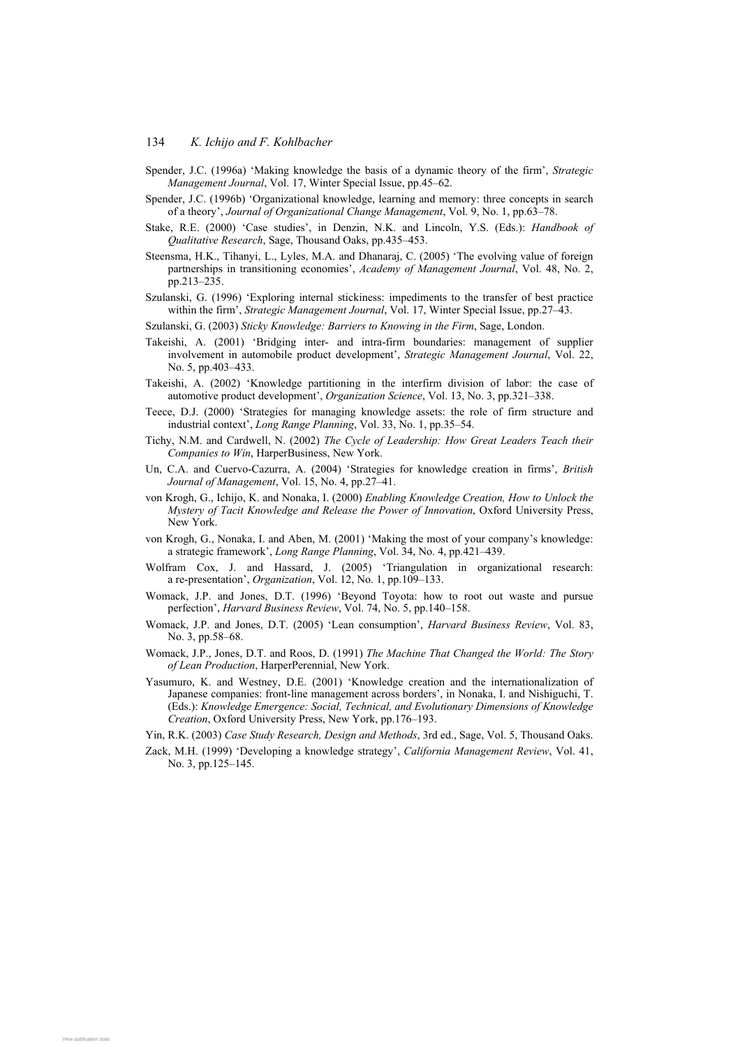Spender, J.C. (1996a) 'Making knowledge the basis of a dynamic theory of the firm', *Strategic Management Journal*, Vol. 17, Winter Special Issue, pp.45–62.

Spender, J.C. (1996b) 'Organizational knowledge, learning and memory: three concepts in search of a theory', *Journal of Organizational Change Management*, Vol. 9, No. 1, pp.63–78.

Stake, R.E. (2000) 'Case studies', in Denzin, N.K. and Lincoln, Y.S. (Eds.): *Handbook of Qualitative Research*, Sage, Thousand Oaks, pp.435–453.

Steensma, H.K., Tihanyi, L., Lyles, M.A. and Dhanaraj, C. (2005) 'The evolving value of foreign partnerships in transitioning economies', *Academy of Management Journal*, Vol. 48, No. 2, pp.213–235.

Szulanski, G. (1996) 'Exploring internal stickiness: impediments to the transfer of best practice within the firm', *Strategic Management Journal*, Vol. 17, Winter Special Issue, pp.27–43.

Szulanski, G. (2003) *Sticky Knowledge: Barriers to Knowing in the Firm*, Sage, London.

Takeishi, A. (2001) 'Bridging inter- and intra-firm boundaries: management of supplier involvement in automobile product development', *Strategic Management Journal*, Vol. 22, No. 5, pp.403–433.

Takeishi, A. (2002) 'Knowledge partitioning in the interfirm division of labor: the case of automotive product development', *Organization Science*, Vol. 13, No. 3, pp.321–338.

Teece, D.J. (2000) 'Strategies for managing knowledge assets: the role of firm structure and industrial context', *Long Range Planning*, Vol. 33, No. 1, pp.35–54.

Tichy, N.M. and Cardwell, N. (2002) *The Cycle of Leadership: How Great Leaders Teach their Companies to Win*, HarperBusiness, New York.

Un, C.A. and Cuervo-Cazurra, A. (2004) 'Strategies for knowledge creation in firms', *British Journal of Management*, Vol. 15, No. 4, pp.27–41.

von Krogh, G., Ichijo, K. and Nonaka, I. (2000) *Enabling Knowledge Creation, How to Unlock the Mystery of Tacit Knowledge and Release the Power of Innovation*, Oxford University Press, New York.

von Krogh, G., Nonaka, I. and Aben, M. (2001) 'Making the most of your company's knowledge: a strategic framework', *Long Range Planning*, Vol. 34, No. 4, pp.421–439.

Wolfram Cox, J. and Hassard, J. (2005) 'Triangulation in organizational research: a re-presentation', *Organization*, Vol. 12, No. 1, pp.109–133.

Womack, J.P. and Jones, D.T. (1996) 'Beyond Toyota: how to root out waste and pursue perfection', *Harvard Business Review*, Vol. 74, No. 5, pp.140–158.

Womack, J.P. and Jones, D.T. (2005) 'Lean consumption', *Harvard Business Review*, Vol. 83, No. 3, pp.58–68.

Womack, J.P., Jones, D.T. and Roos, D. (1991) *The Machine That Changed the World: The Story of Lean Production*, HarperPerennial, New York.

Yasumuro, K. and Westney, D.E. (2001) 'Knowledge creation and the internationalization of Japanese companies: front-line management across borders', in Nonaka, I. and Nishiguchi, T. (Eds.): *Knowledge Emergence: Social, Technical, and Evolutionary Dimensions of Knowledge Creation*, Oxford University Press, New York, pp.176–193.

Yin, R.K. (2003) *Case Study Research, Design and Methods*, 3rd ed., Sage, Vol. 5, Thousand Oaks.

Zack, M.H. (1999) 'Developing a knowledge strategy', *California Management Review*, Vol. 41, No. 3, pp.125–145.